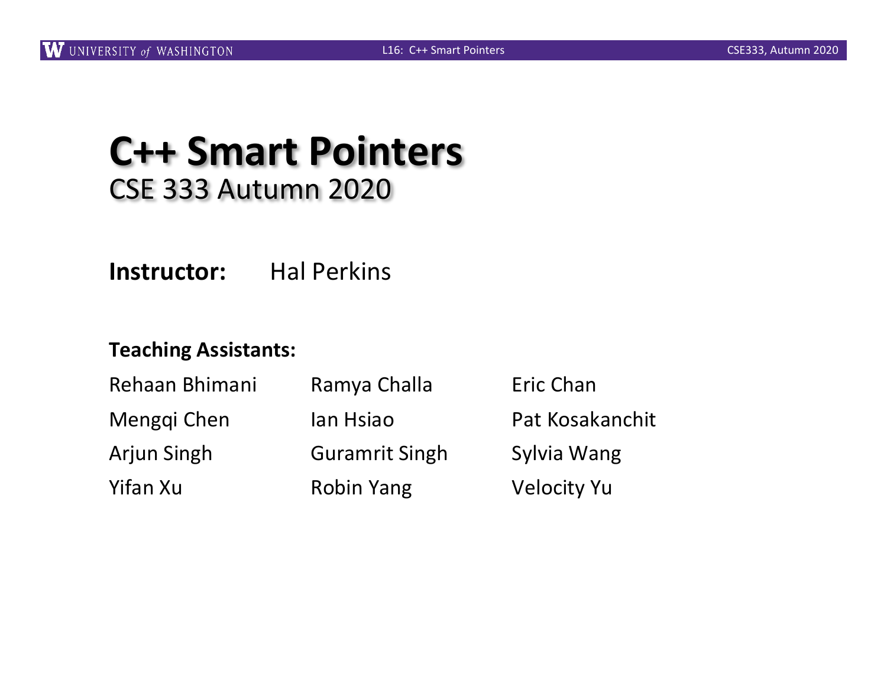# C++ Smart Pointers

## CSE 333 Autumn 2020

**Instructor:** Hal Perkins

**Teaching Assistants:**

| | | |
|---|---|---|
| Rehaan Bhimani | Ramya Challa | Eric Chan |
| Mengqi Chen | Ian Hsiao | Pat Kosakanchit |
| Arjun Singh | Guramrit Singh | Sylvia Wang |
| Yifan Xu | Robin Yang | Velocity Yu |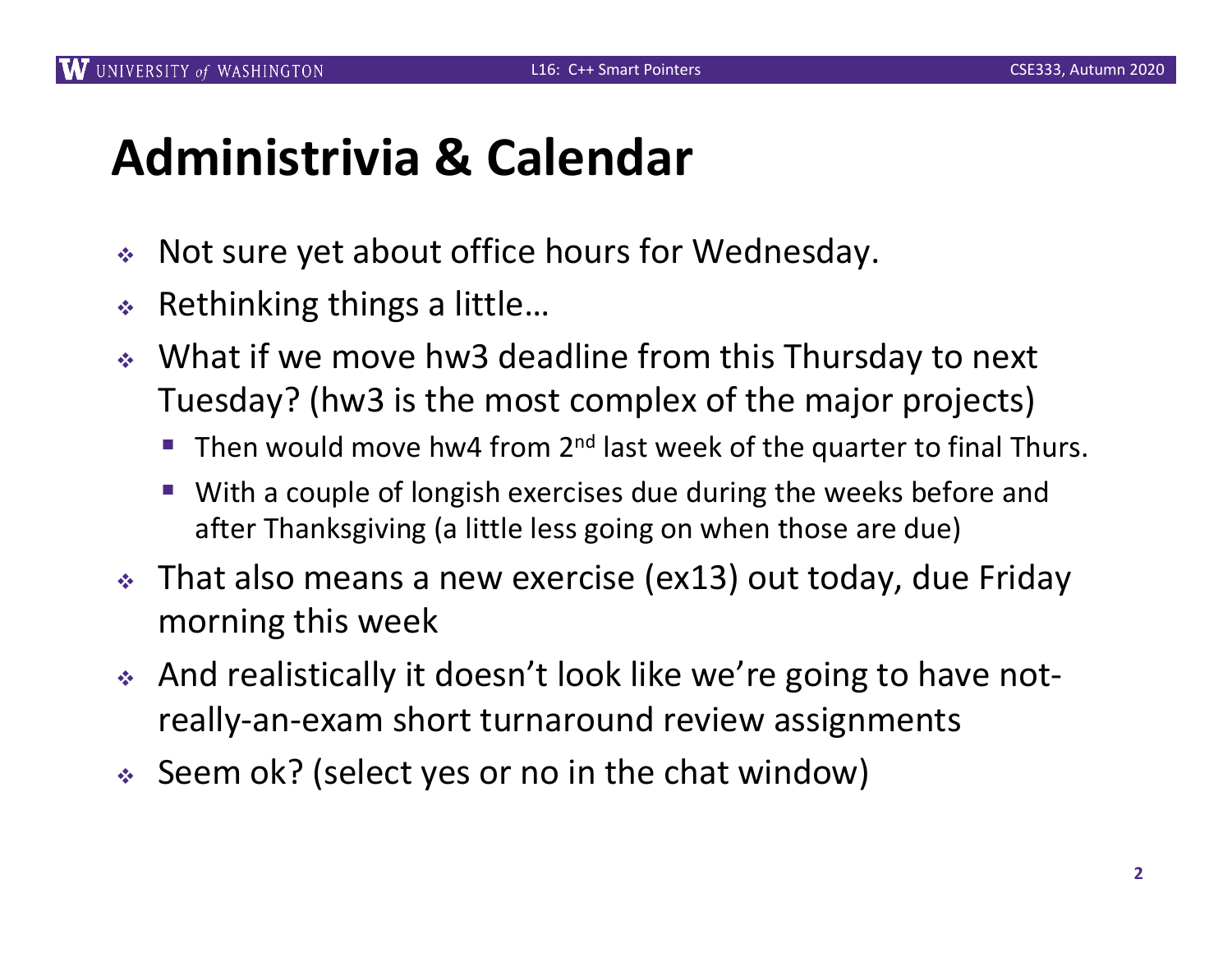# Administrivia & Calendar

- Not sure yet about office hours for Wednesday.
- Rethinking things a little…
- What if we move hw3 deadline from this Thursday to next Tuesday? (hw3 is the most complex of the major projects)
  - Then would move hw4 from 2nd last week of the quarter to final Thurs.
  - With a couple of longish exercises due during the weeks before and after Thanksgiving (a little less going on when those are due)
- That also means a new exercise (ex13) out today, due Friday morning this week
- And realistically it doesn't look like we're going to have not-really-an-exam short turnaround review assignments
- Seem ok? (select yes or no in the chat window)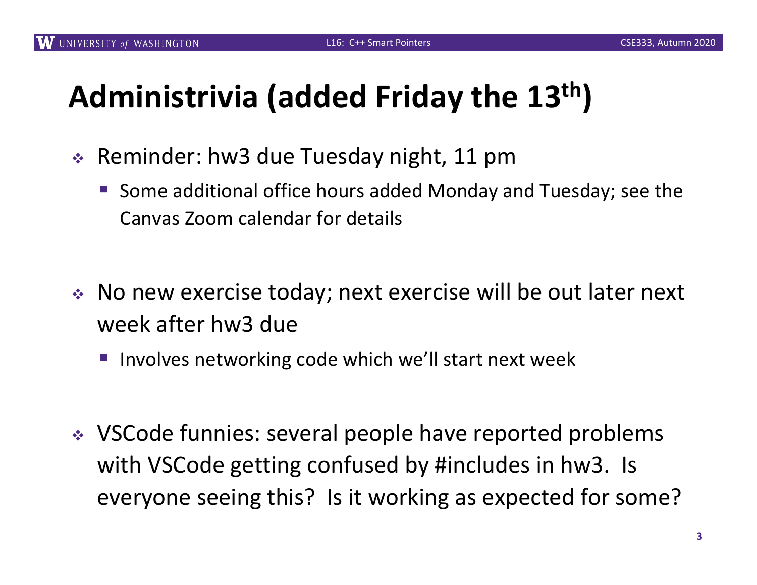# Administrivia (added Friday the 13th)

- Reminder: hw3 due Tuesday night, 11 pm
  - Some additional office hours added Monday and Tuesday; see the Canvas Zoom calendar for details

- No new exercise today; next exercise will be out later next week after hw3 due
  - Involves networking code which we'll start next week

- VSCode funnies: several people have reported problems with VSCode getting confused by #includes in hw3. Is everyone seeing this? Is it working as expected for some?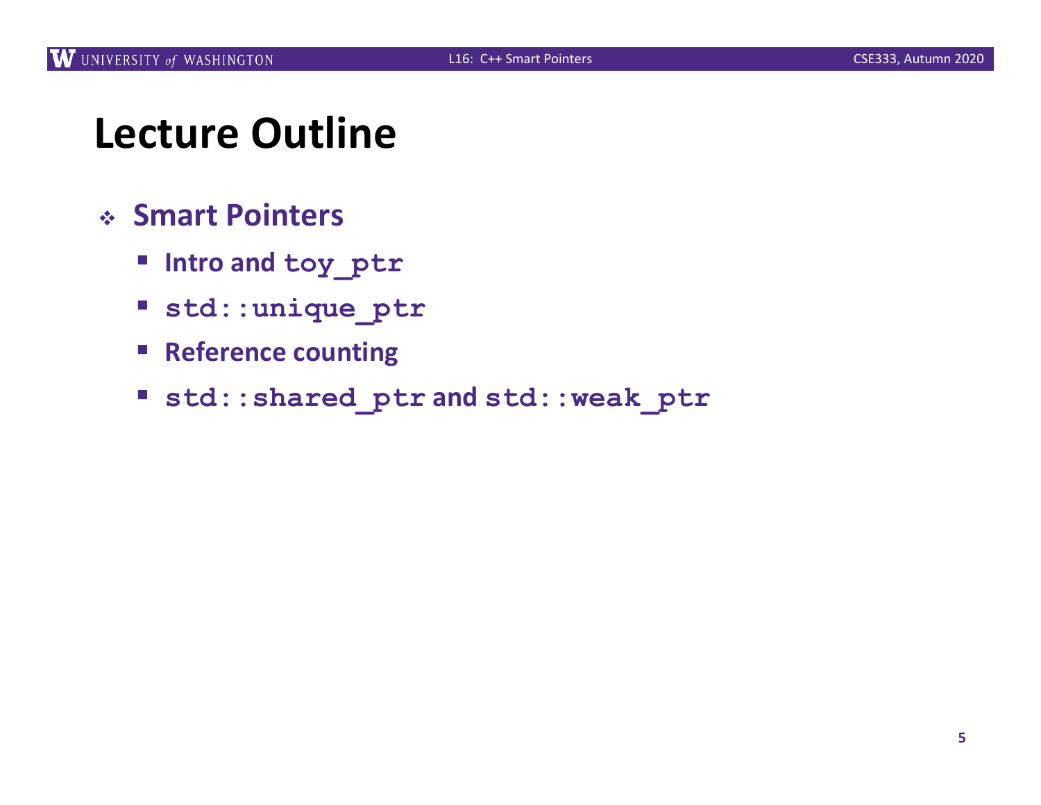# Lecture Outline

- **Smart Pointers**
  - **Intro and `toy_ptr`**
  - **`std::unique_ptr`**
  - **Reference counting**
  - **`std::shared_ptr` and `std::weak_ptr`**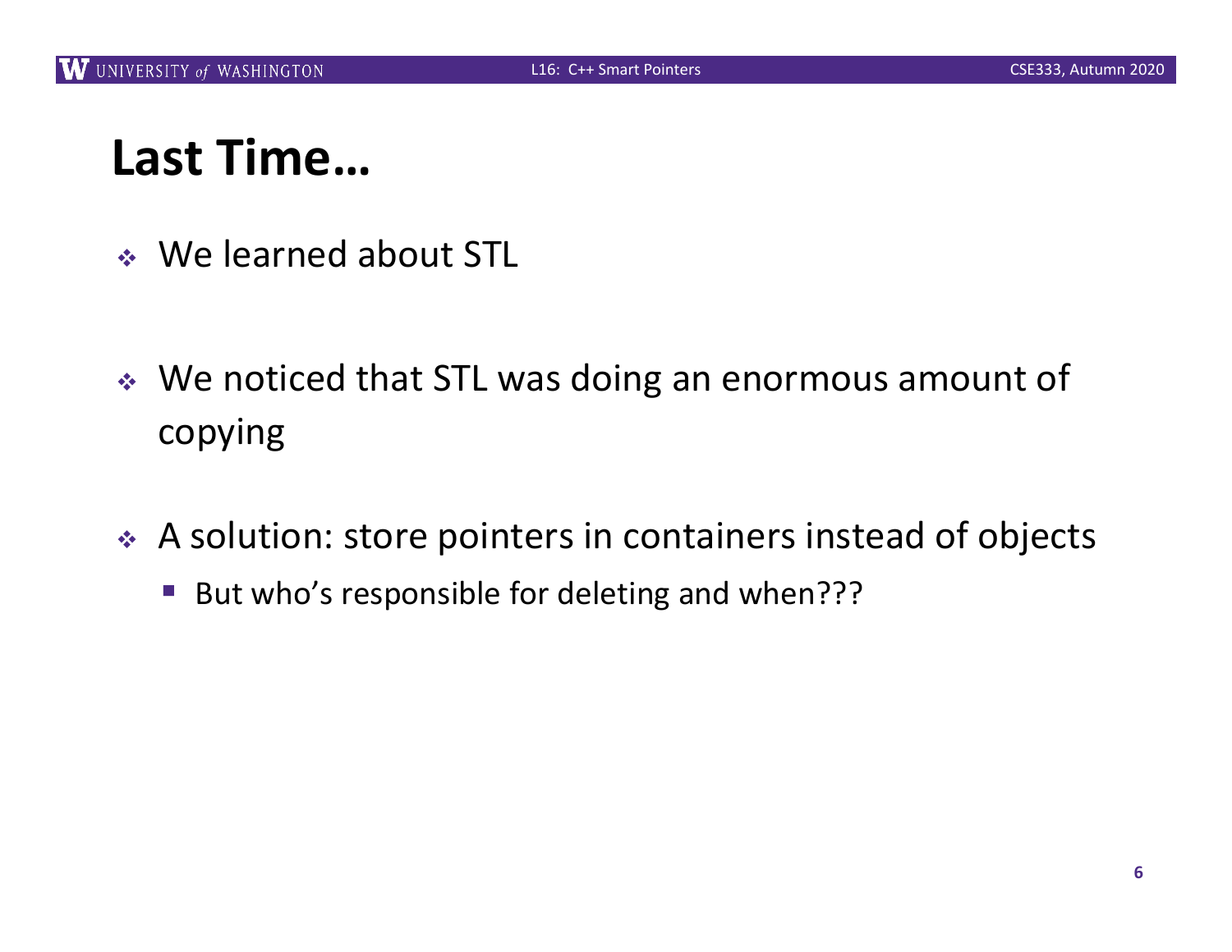# Last Time…

- We learned about STL

- We noticed that STL was doing an enormous amount of copying

- A solution: store pointers in containers instead of objects
  - But who's responsible for deleting and when???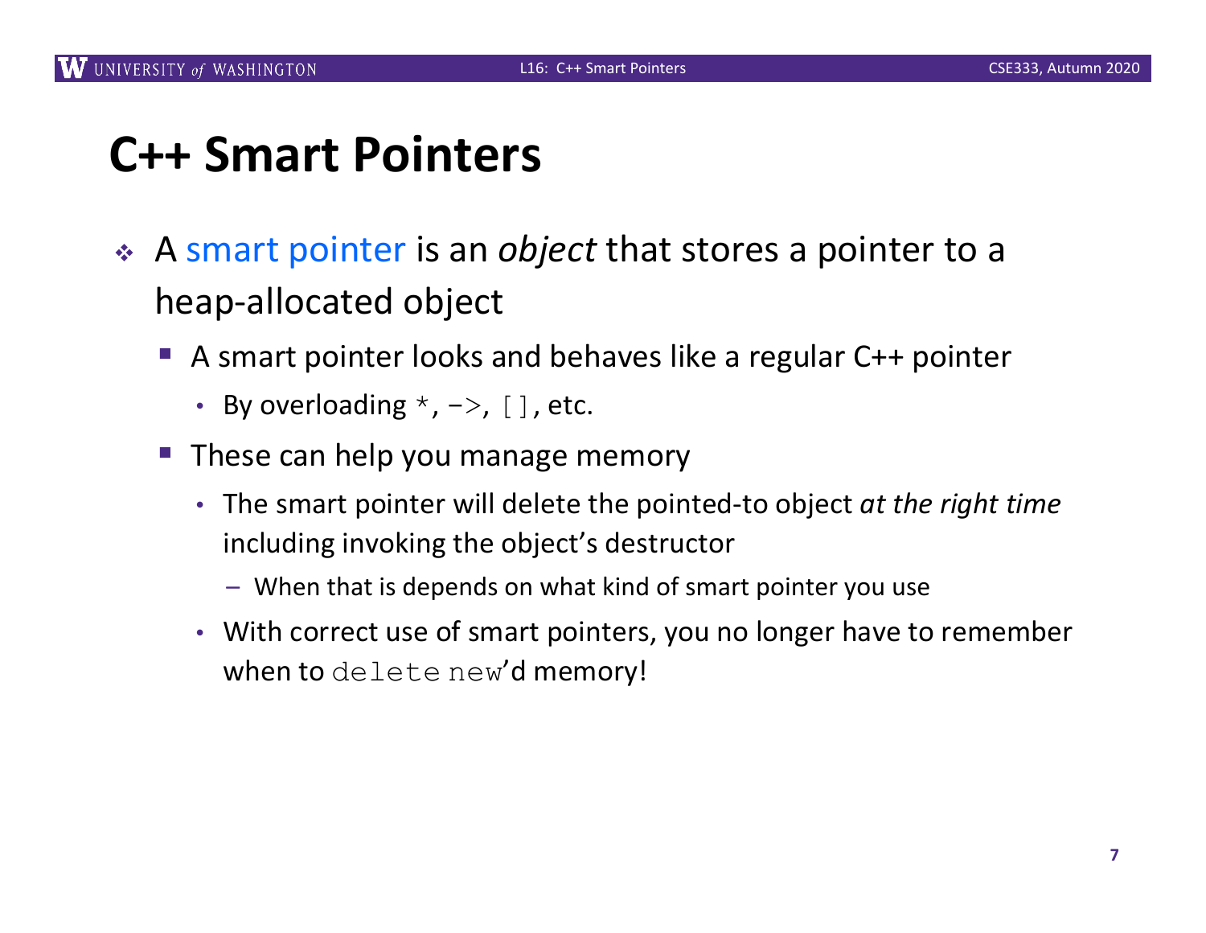# C++ Smart Pointers

- A smart pointer is an *object* that stores a pointer to a heap-allocated object
  - A smart pointer looks and behaves like a regular C++ pointer
    - By overloading `*`, `->`, `[]`, etc.
  - These can help you manage memory
    - The smart pointer will delete the pointed-to object *at the right time* including invoking the object's destructor
      - When that is depends on what kind of smart pointer you use
    - With correct use of smart pointers, you no longer have to remember when to `delete` `new`'d memory!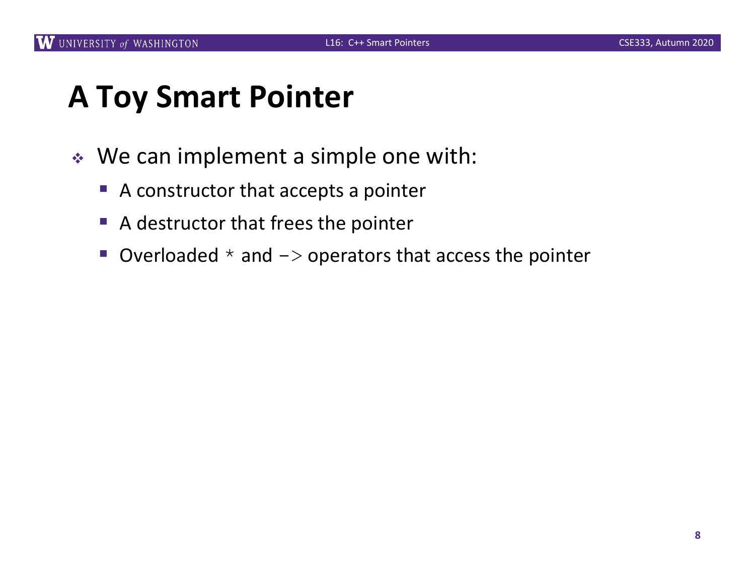# A Toy Smart Pointer

- We can implement a simple one with:
  - A constructor that accepts a pointer
  - A destructor that frees the pointer
  - Overloaded `*` and `->` operators that access the pointer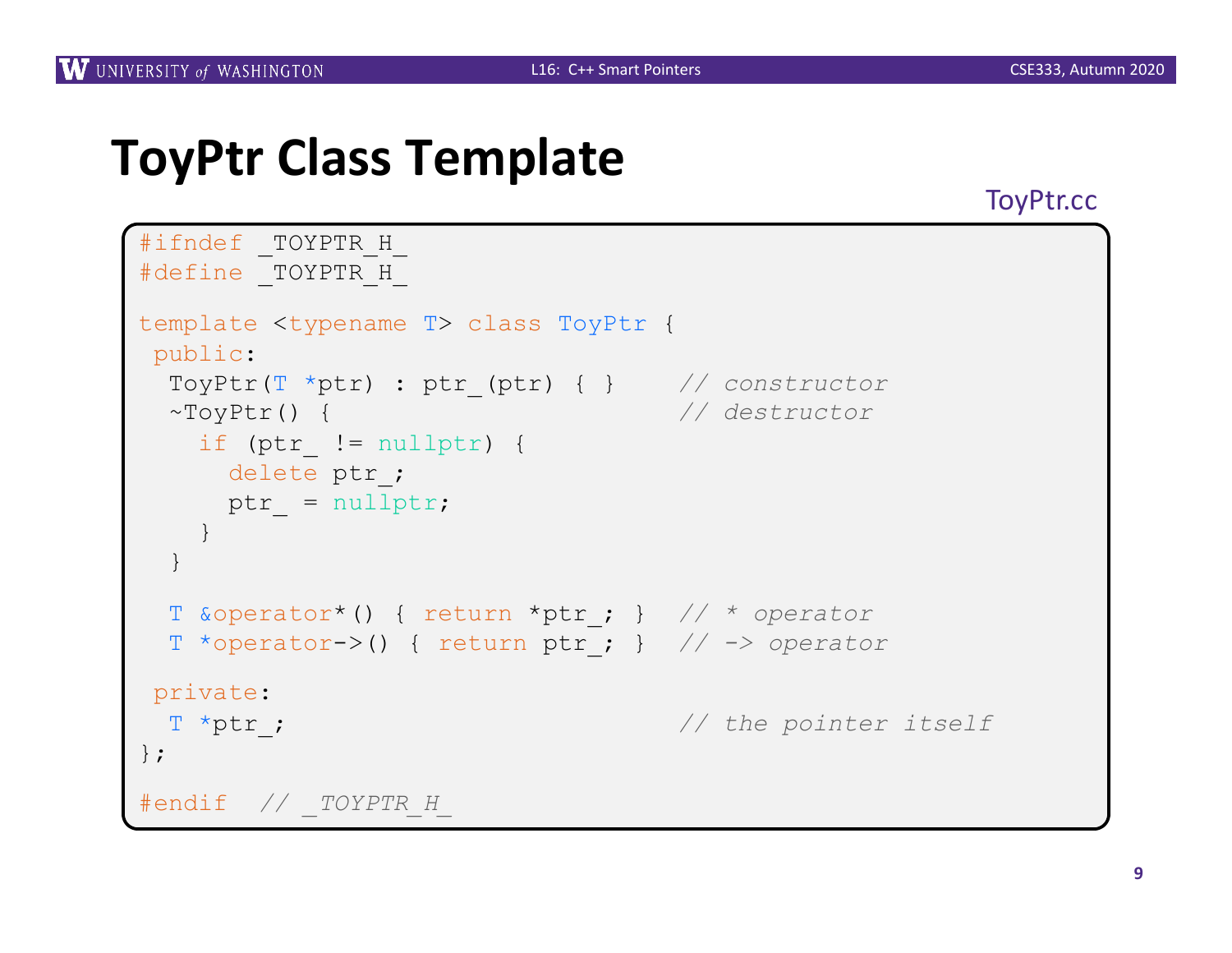# ToyPtr Class Template

ToyPtr.cc

```
#ifndef _TOYPTR_H_
#define _TOYPTR_H_

template <typename T> class ToyPtr {
 public:
  ToyPtr(T *ptr) : ptr_(ptr) { }     // constructor
  ~ToyPtr() {                        // destructor
    if (ptr_ != nullptr) {
      delete ptr_;
      ptr_ = nullptr;
    }
  }

  T &operator*() { return *ptr_; }  // * operator
  T *operator->() { return ptr_; }  // -> operator

 private:
  T *ptr_;                           // the pointer itself
};

#endif  // _TOYPTR_H_
```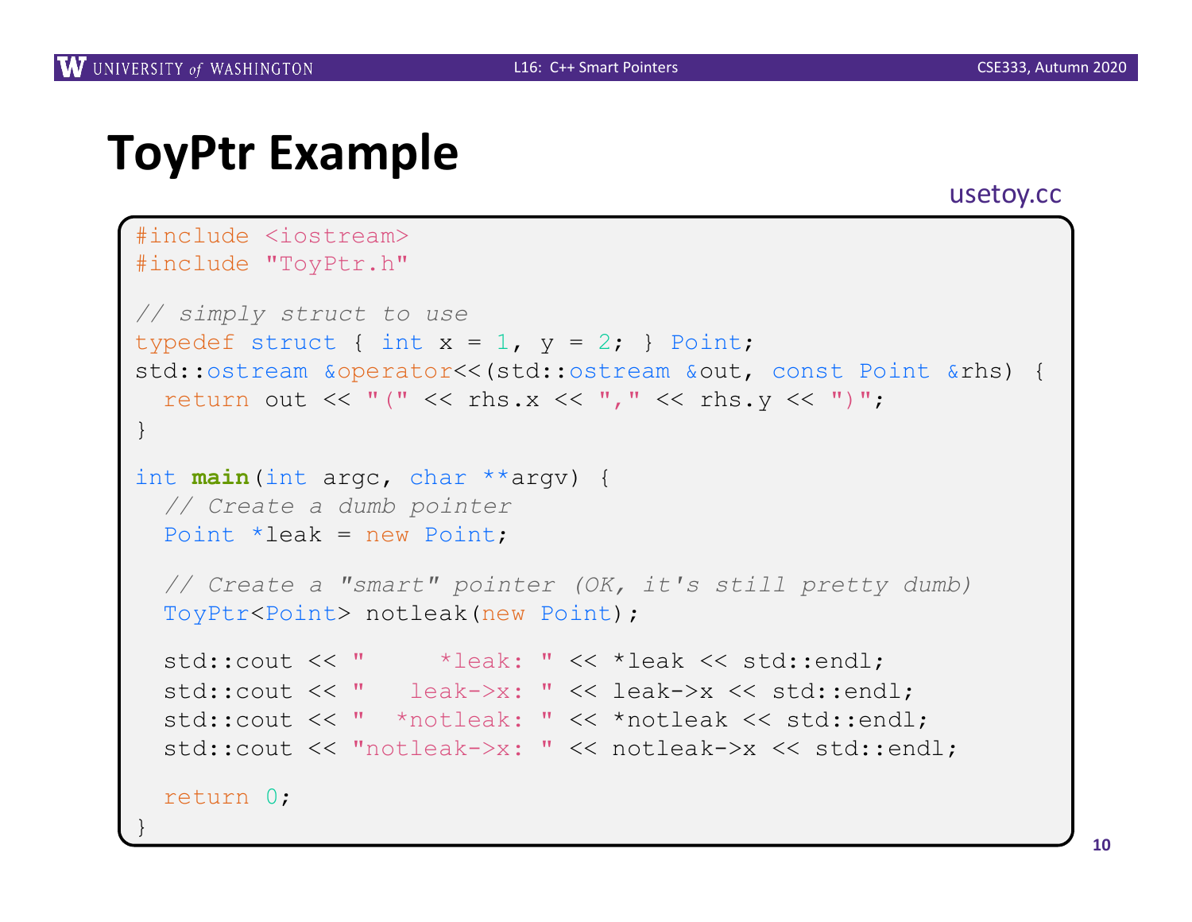# ToyPtr Example

usetoy.cc

```
#include <iostream>
#include "ToyPtr.h"

// simply struct to use
typedef struct { int x = 1, y = 2; } Point;
std::ostream &operator<<(std::ostream &out, const Point &rhs) {
  return out << "(" << rhs.x << "," << rhs.y << ")";
}

int main(int argc, char **argv) {
  // Create a dumb pointer
  Point *leak = new Point;

  // Create a "smart" pointer (OK, it's still pretty dumb)
  ToyPtr<Point> notleak(new Point);

  std::cout << "     *leak: " << *leak << std::endl;
  std::cout << "   leak->x: " << leak->x << std::endl;
  std::cout << "  *notleak: " << *notleak << std::endl;
  std::cout << "notleak->x: " << notleak->x << std::endl;

  return 0;
}
```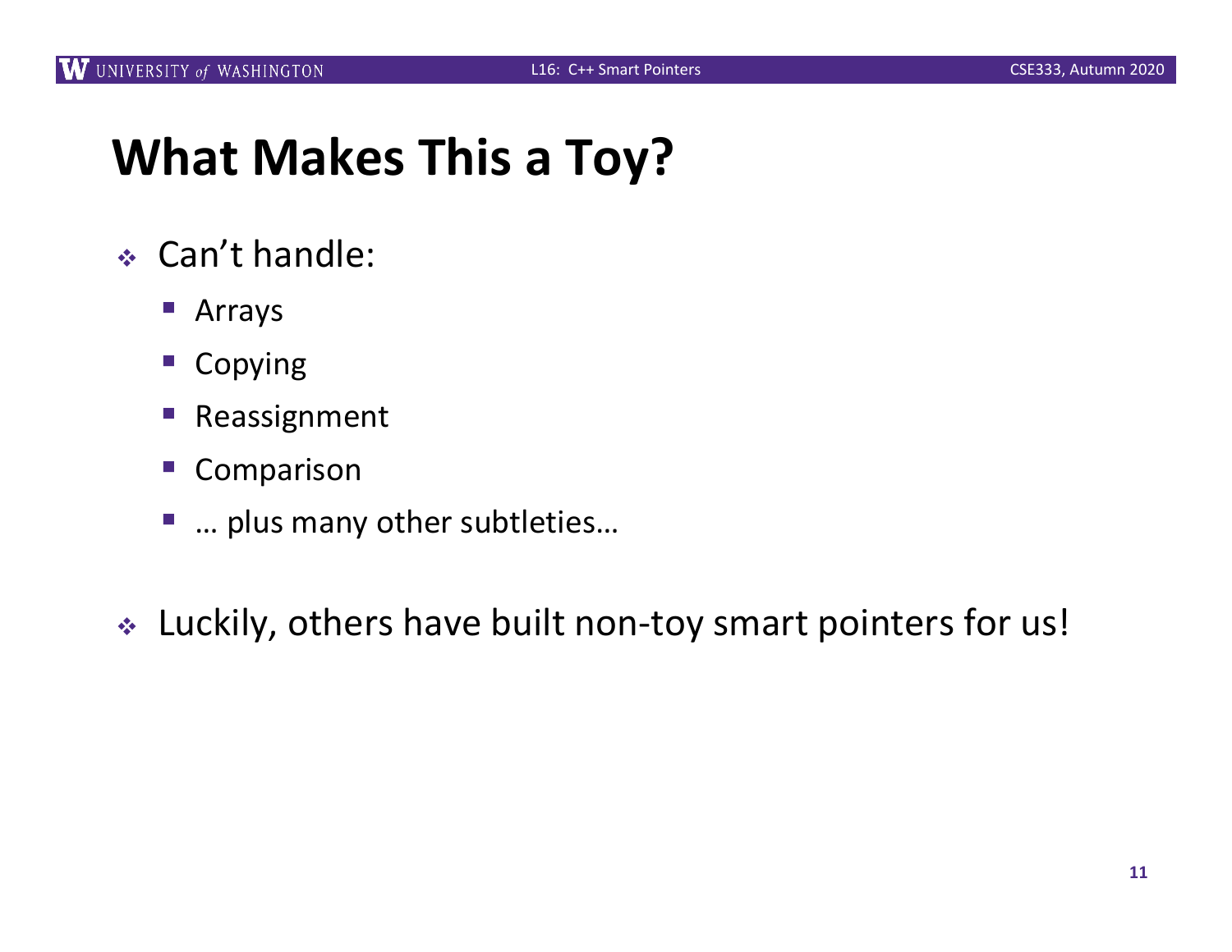# What Makes This a Toy?

- Can't handle:
  - Arrays
  - Copying
  - Reassignment
  - Comparison
  - … plus many other subtleties…
- Luckily, others have built non-toy smart pointers for us!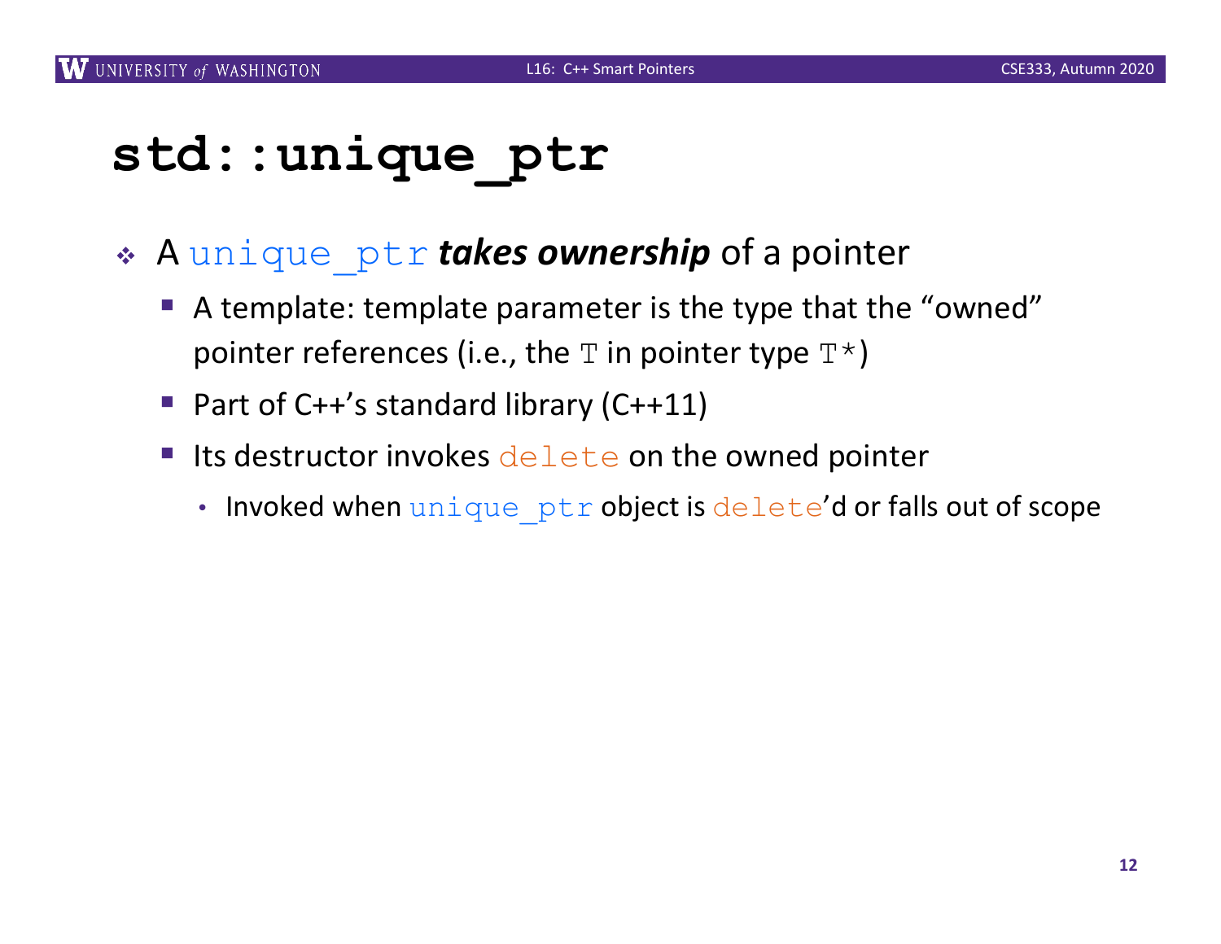# `std::unique_ptr`

- A `unique_ptr` ***takes ownership*** of a pointer
  - A template: template parameter is the type that the "owned" pointer references (i.e., the `T` in pointer type `T*`)
  - Part of C++'s standard library (C++11)
  - Its destructor invokes `delete` on the owned pointer
    - Invoked when `unique_ptr` object is `delete`'d or falls out of scope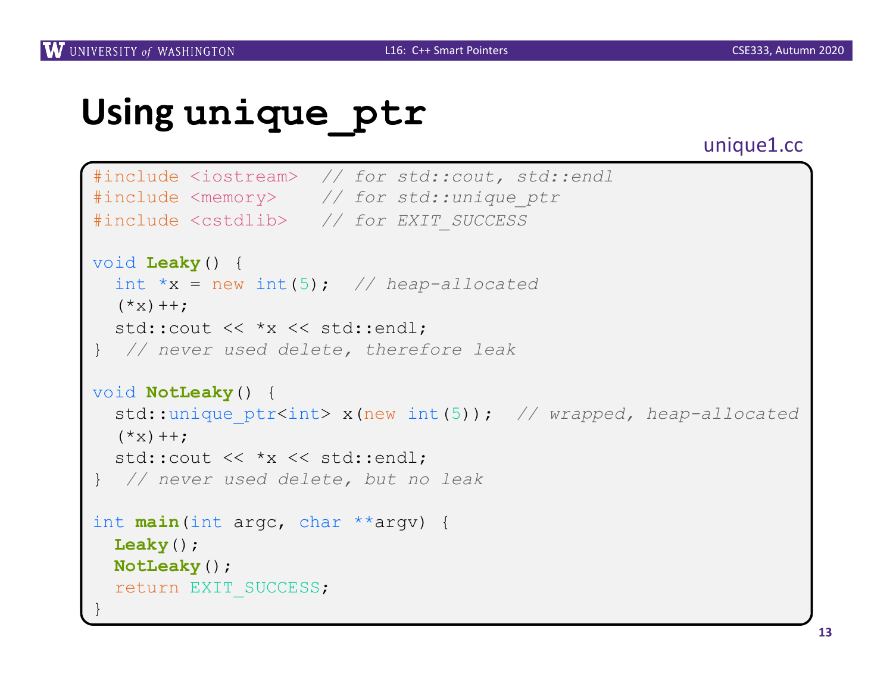# Using `unique_ptr`

unique1.cc

```cpp
#include <iostream>  // for std::cout, std::endl
#include <memory>    // for std::unique_ptr
#include <cstdlib>   // for EXIT_SUCCESS

void Leaky() {
  int *x = new int(5);  // heap-allocated
  (*x)++;
  std::cout << *x << std::endl;
}  // never used delete, therefore leak

void NotLeaky() {
  std::unique_ptr<int> x(new int(5));  // wrapped, heap-allocated
  (*x)++;
  std::cout << *x << std::endl;
}  // never used delete, but no leak

int main(int argc, char **argv) {
  Leaky();
  NotLeaky();
  return EXIT_SUCCESS;
}
```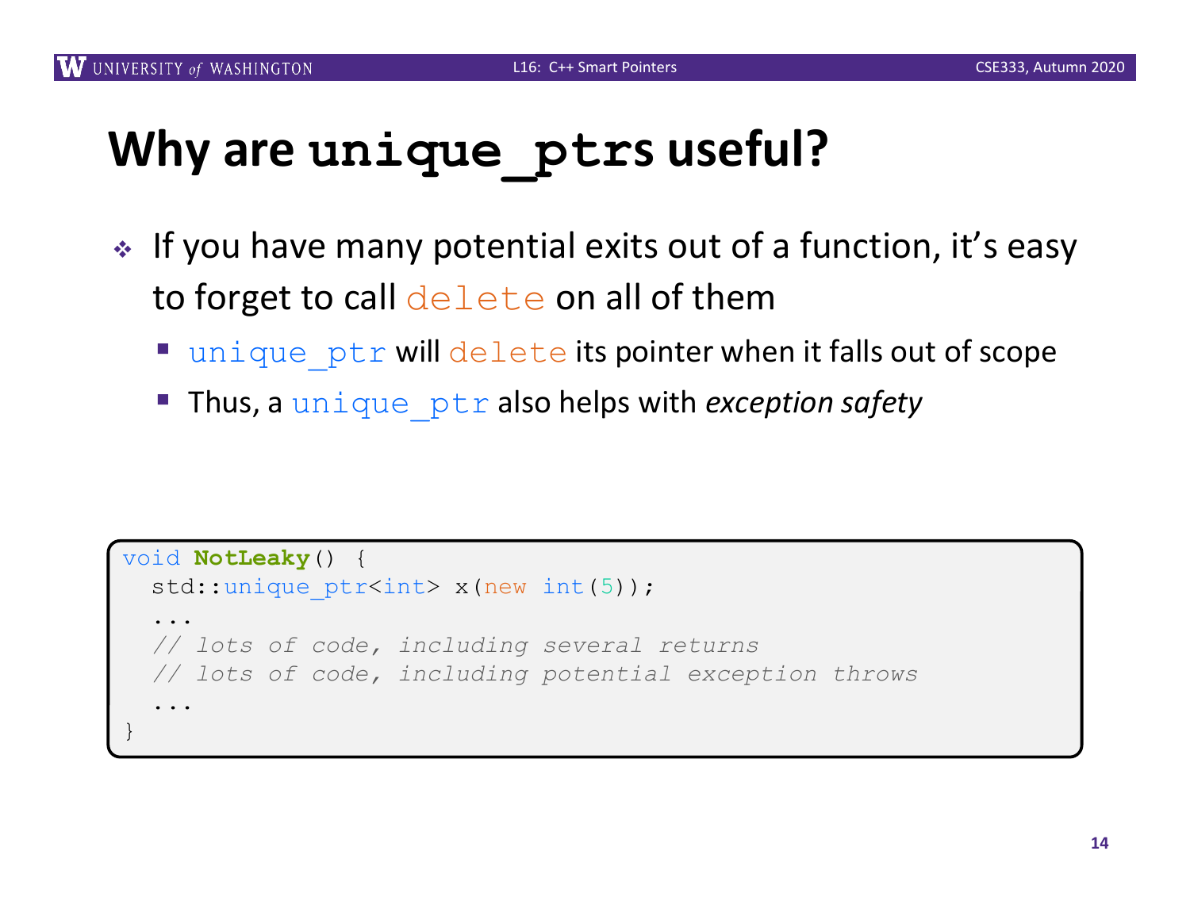# Why are `unique_ptr`s useful?

- If you have many potential exits out of a function, it's easy to forget to call `delete` on all of them
  - `unique_ptr` will `delete` its pointer when it falls out of scope
  - Thus, a `unique_ptr` also helps with *exception safety*

```
void NotLeaky() {
  std::unique_ptr<int> x(new int(5));
  ...
  // lots of code, including several returns
  // lots of code, including potential exception throws
  ...
}
```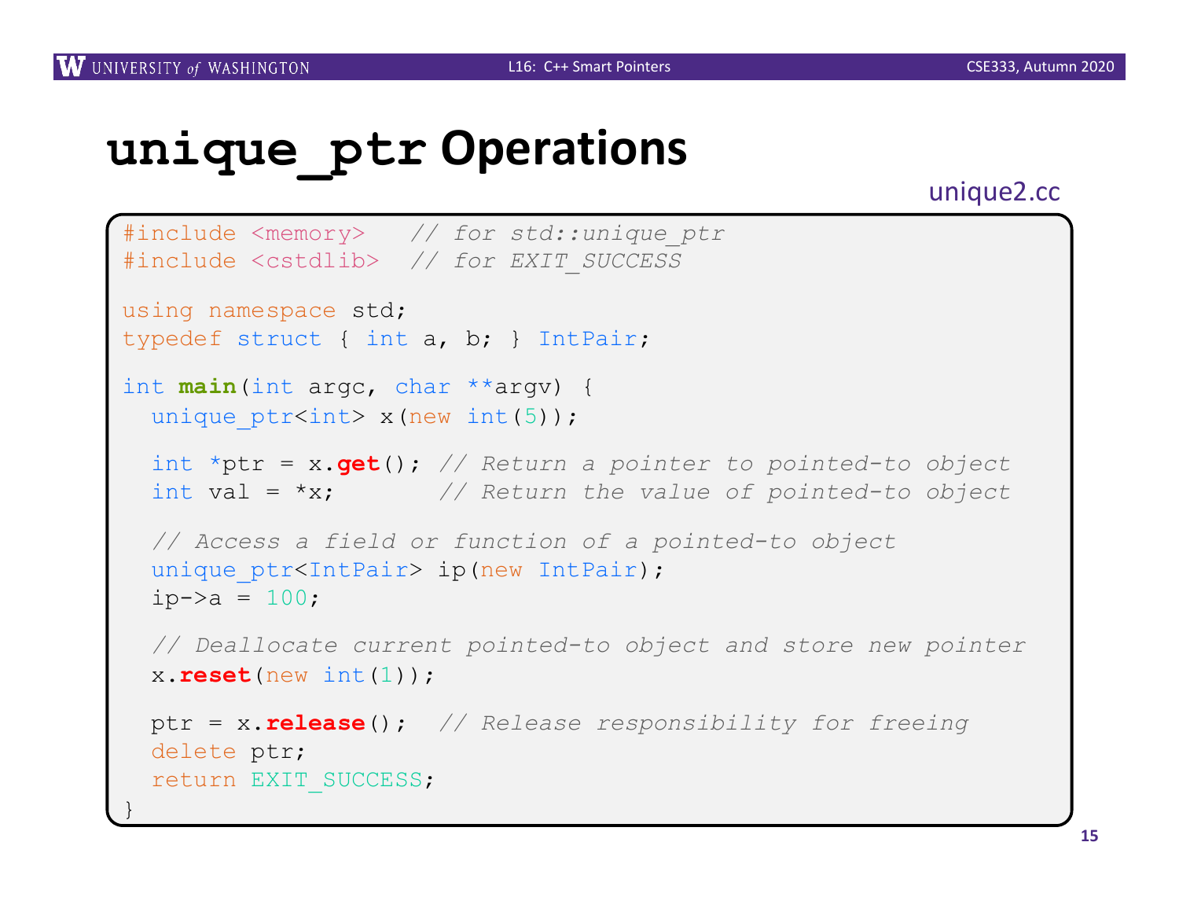# `unique_ptr` Operations

unique2.cc

```cpp
#include <memory>   // for std::unique_ptr
#include <cstdlib>  // for EXIT_SUCCESS

using namespace std;
typedef struct { int a, b; } IntPair;

int main(int argc, char **argv) {
  unique_ptr<int> x(new int(5));

  int *ptr = x.get(); // Return a pointer to pointed-to object
  int val = *x;       // Return the value of pointed-to object

  // Access a field or function of a pointed-to object
  unique_ptr<IntPair> ip(new IntPair);
  ip->a = 100;

  // Deallocate current pointed-to object and store new pointer
  x.reset(new int(1));

  ptr = x.release();  // Release responsibility for freeing
  delete ptr;
  return EXIT_SUCCESS;
}
```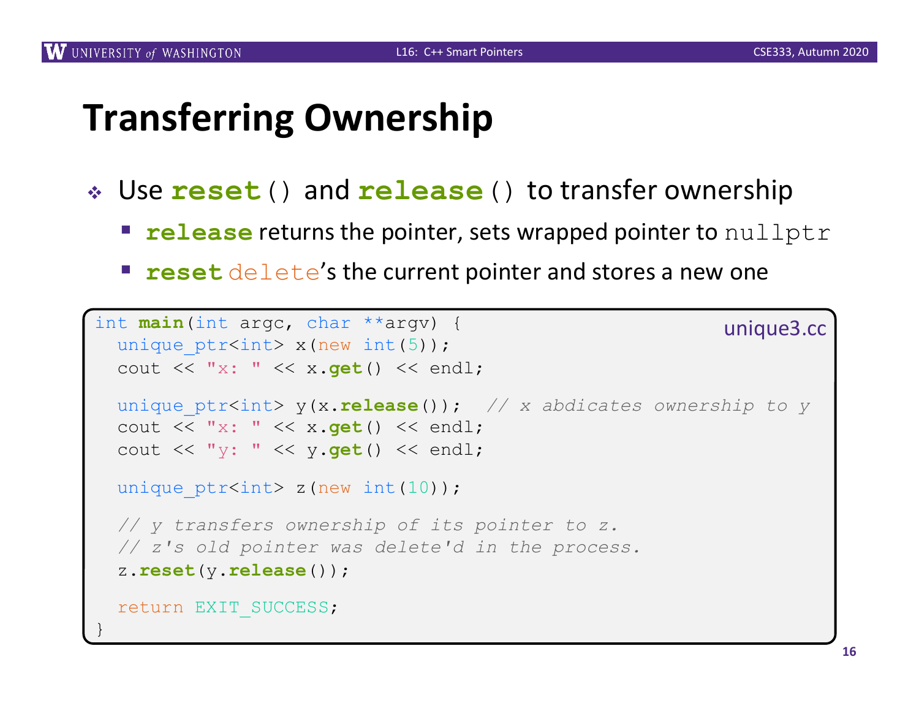# Transferring Ownership

- Use `reset()` and `release()` to transfer ownership
  - `release` returns the pointer, sets wrapped pointer to `nullptr`
  - `reset` `delete`'s the current pointer and stores a new one

unique3.cc

```cpp
int main(int argc, char **argv) {
  unique_ptr<int> x(new int(5));
  cout << "x: " << x.get() << endl;

  unique_ptr<int> y(x.release());  // x abdicates ownership to y
  cout << "x: " << x.get() << endl;
  cout << "y: " << y.get() << endl;

  unique_ptr<int> z(new int(10));

  // y transfers ownership of its pointer to z.
  // z's old pointer was delete'd in the process.
  z.reset(y.release());

  return EXIT_SUCCESS;
}
```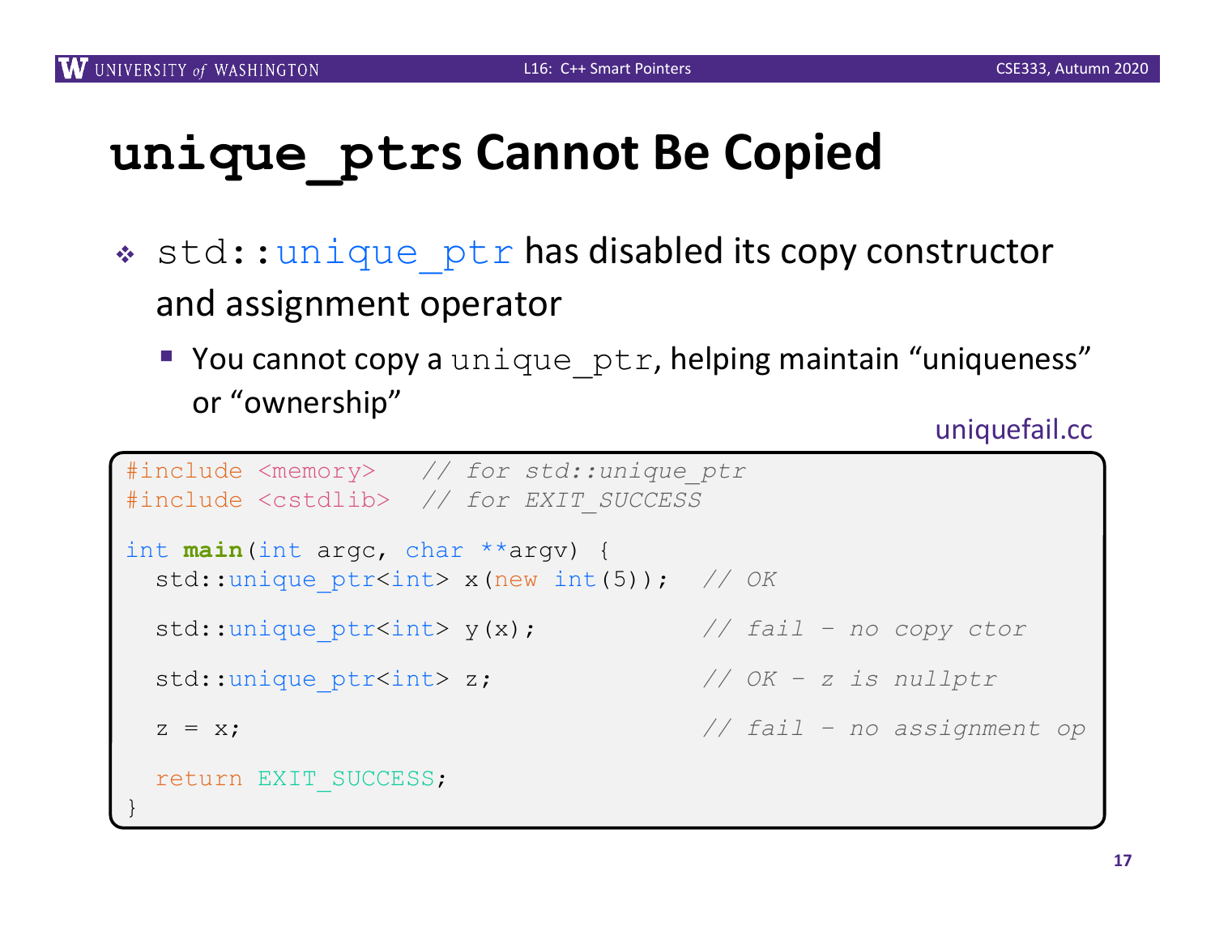# unique_ptrs Cannot Be Copied

- std::unique_ptr has disabled its copy constructor and assignment operator
  - You cannot copy a unique_ptr, helping maintain "uniqueness" or "ownership"

uniquefail.cc

```
#include <memory>   // for std::unique_ptr
#include <cstdlib>  // for EXIT_SUCCESS

int main(int argc, char **argv) {
  std::unique_ptr<int> x(new int(5));  // OK

  std::unique_ptr<int> y(x);           // fail - no copy ctor

  std::unique_ptr<int> z;              // OK - z is nullptr

  z = x;                               // fail - no assignment op

  return EXIT_SUCCESS;
}
```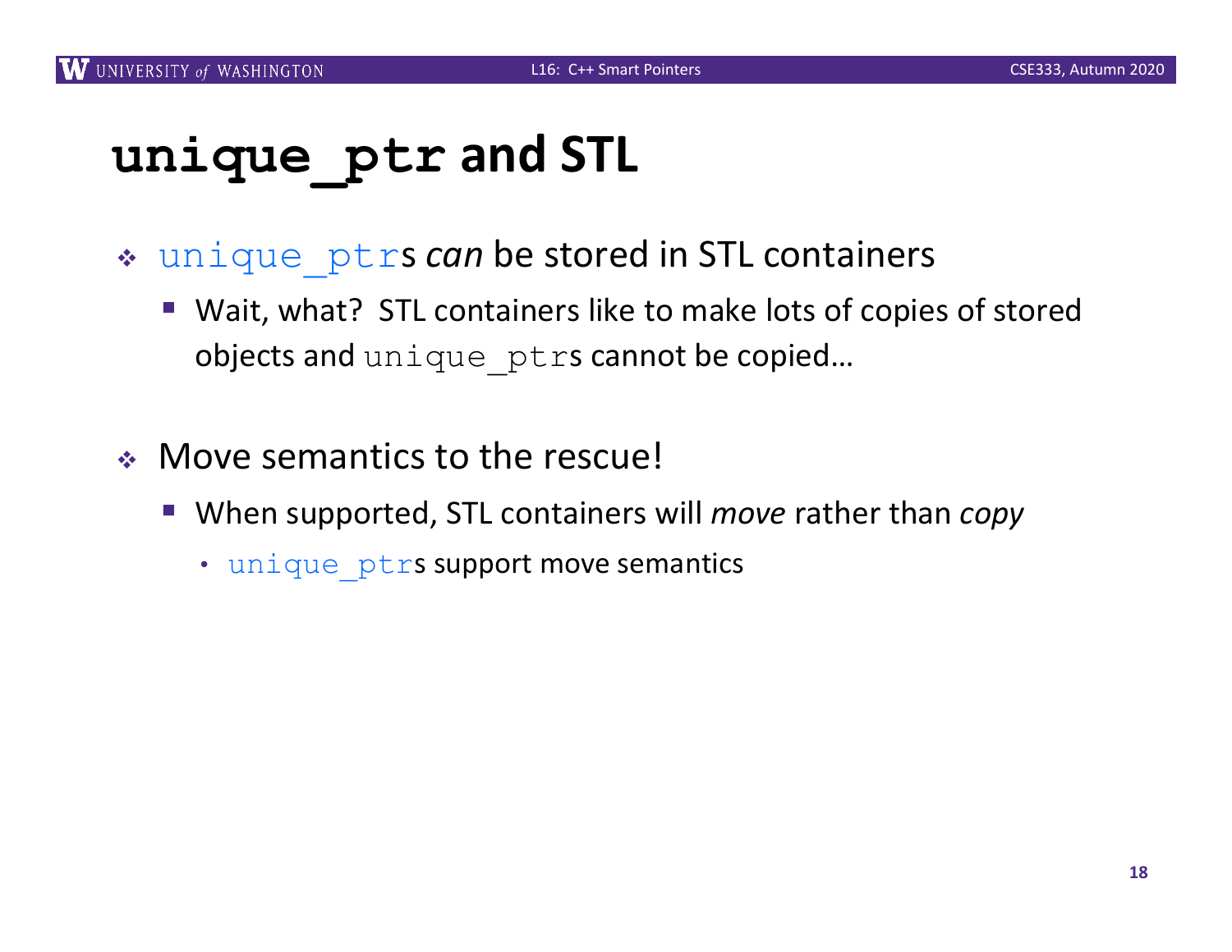# `unique_ptr` and STL

- `unique_ptr`s *can* be stored in STL containers
  - Wait, what? STL containers like to make lots of copies of stored objects and `unique_ptr`s cannot be copied…
- Move semantics to the rescue!
  - When supported, STL containers will *move* rather than *copy*
    - `unique_ptr`s support move semantics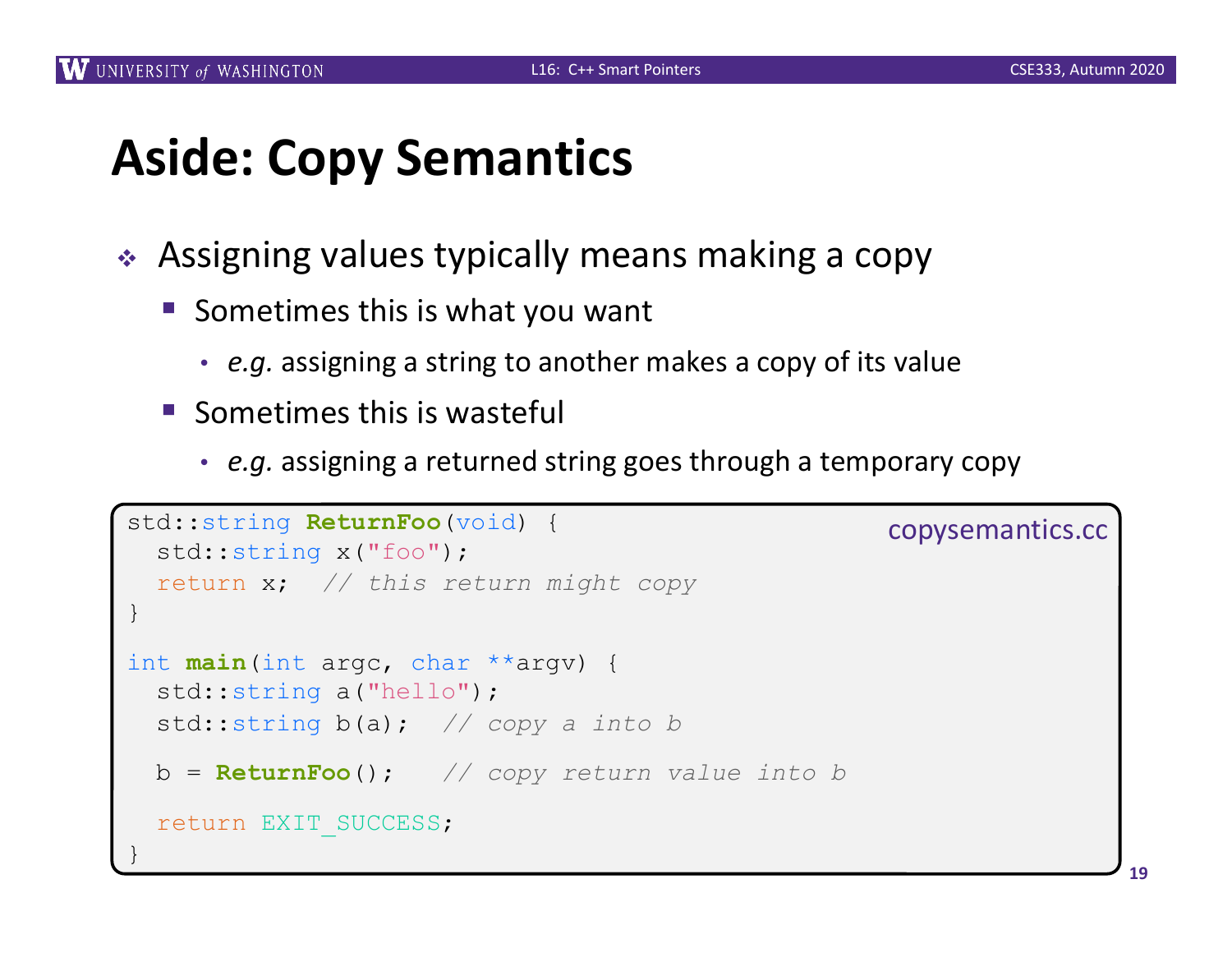# Aside: Copy Semantics

- Assigning values typically means making a copy
  - Sometimes this is what you want
    - *e.g.* assigning a string to another makes a copy of its value
  - Sometimes this is wasteful
    - *e.g.* assigning a returned string goes through a temporary copy

copysemantics.cc

```
std::string ReturnFoo(void) {
  std::string x("foo");
  return x;  // this return might copy
}

int main(int argc, char **argv) {
  std::string a("hello");
  std::string b(a);  // copy a into b

  b = ReturnFoo();   // copy return value into b

  return EXIT_SUCCESS;
}
```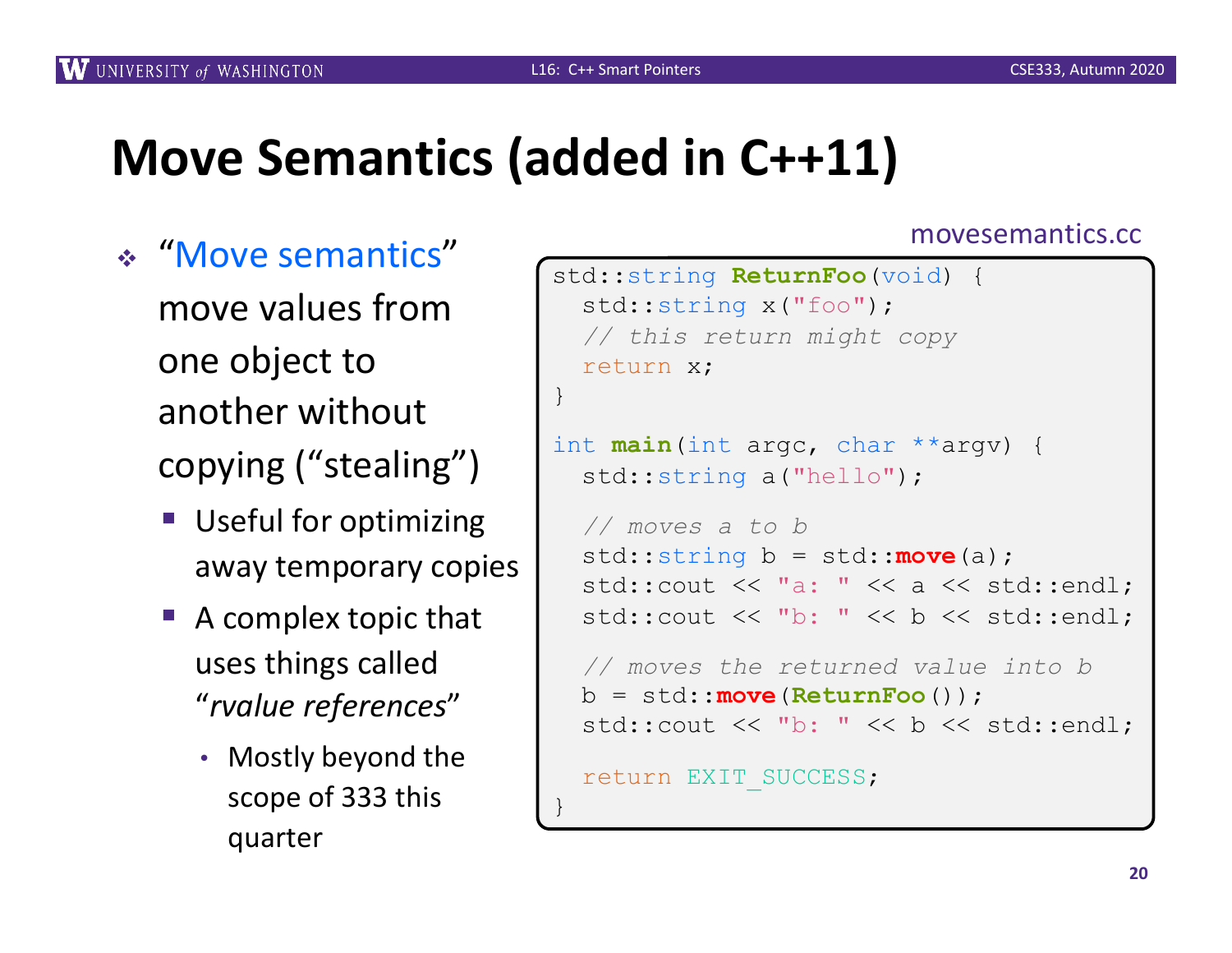# Move Semantics (added in C++11)

- "Move semantics" move values from one object to another without copying ("stealing")
  - Useful for optimizing away temporary copies
  - A complex topic that uses things called "*rvalue references*"
    - Mostly beyond the scope of 333 this quarter

movesemantics.cc

```
std::string ReturnFoo(void) {
  std::string x("foo");
  // this return might copy
  return x;
}

int main(int argc, char **argv) {
  std::string a("hello");

  // moves a to b
  std::string b = std::move(a);
  std::cout << "a: " << a << std::endl;
  std::cout << "b: " << b << std::endl;

  // moves the returned value into b
  b = std::move(ReturnFoo());
  std::cout << "b: " << b << std::endl;

  return EXIT_SUCCESS;
}
```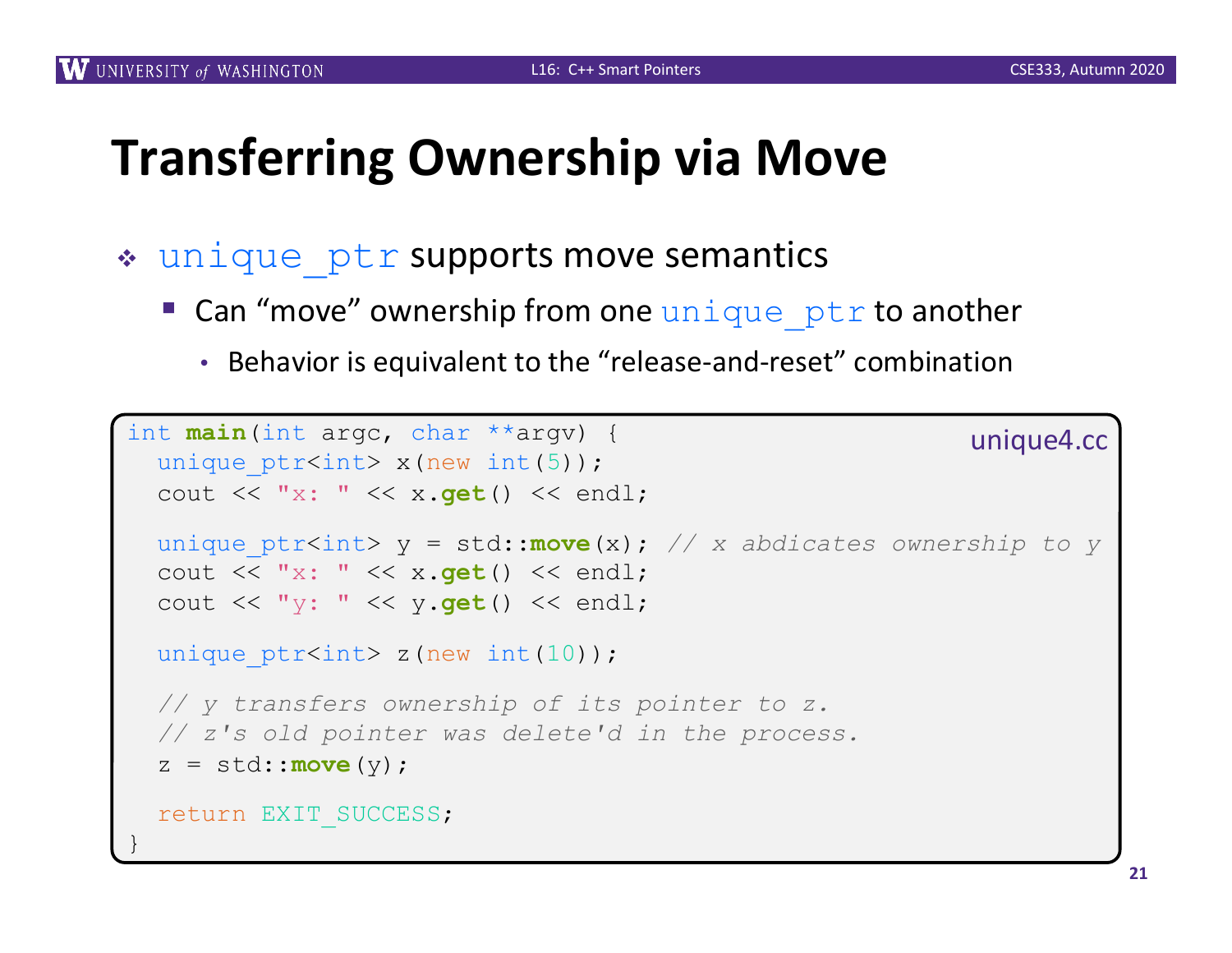# Transferring Ownership via Move

- `unique_ptr` supports move semantics
  - Can "move" ownership from one `unique_ptr` to another
    - Behavior is equivalent to the "release-and-reset" combination

unique4.cc

```
int main(int argc, char **argv) {
  unique_ptr<int> x(new int(5));
  cout << "x: " << x.get() << endl;

  unique_ptr<int> y = std::move(x); // x abdicates ownership to y
  cout << "x: " << x.get() << endl;
  cout << "y: " << y.get() << endl;

  unique_ptr<int> z(new int(10));

  // y transfers ownership of its pointer to z.
  // z's old pointer was delete'd in the process.
  z = std::move(y);

  return EXIT_SUCCESS;
}
```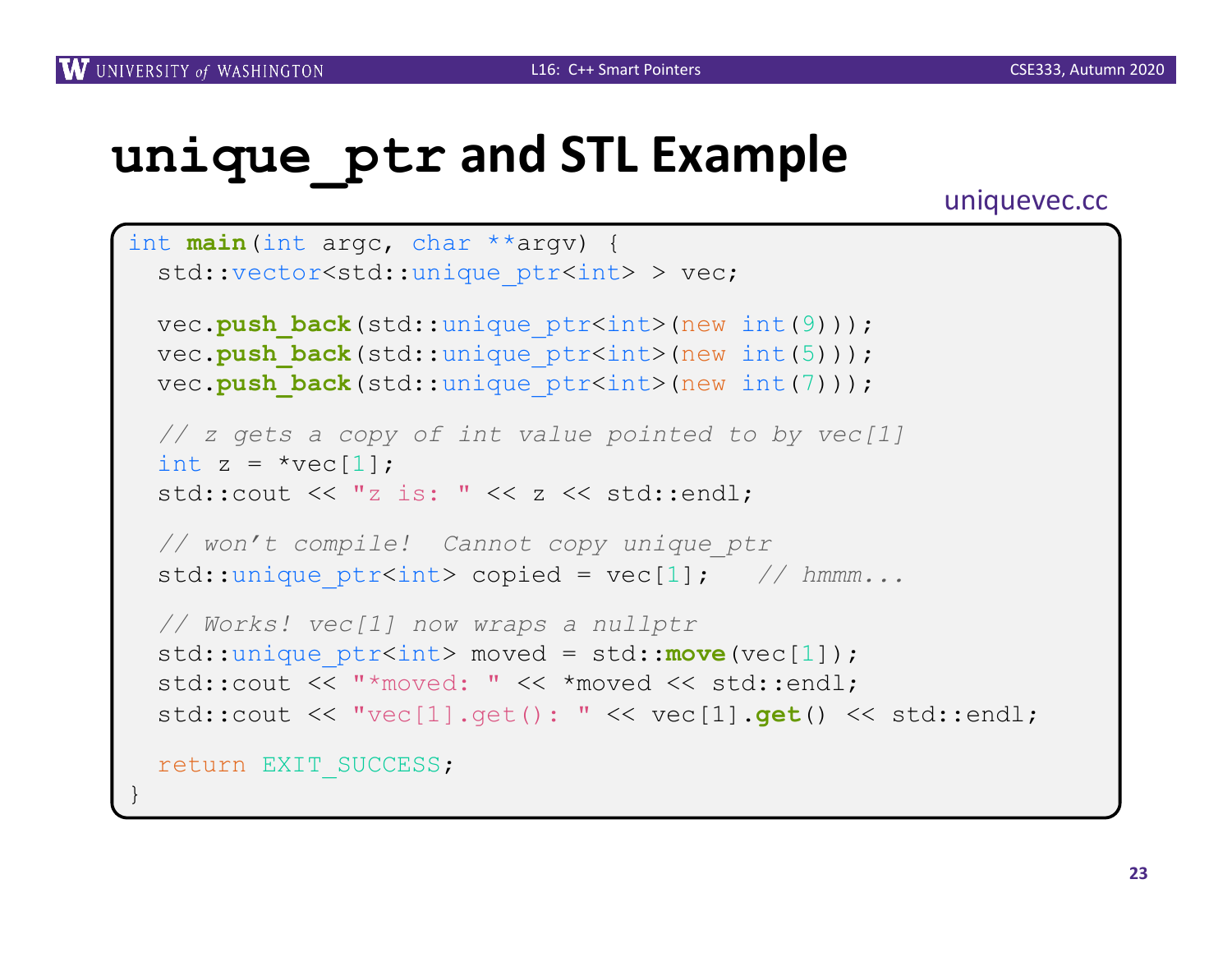# unique_ptr and STL Example

uniquevec.cc

```
int main(int argc, char **argv) {
  std::vector<std::unique_ptr<int> > vec;

  vec.push_back(std::unique_ptr<int>(new int(9)));
  vec.push_back(std::unique_ptr<int>(new int(5)));
  vec.push_back(std::unique_ptr<int>(new int(7)));

  // z gets a copy of int value pointed to by vec[1]
  int z = *vec[1];
  std::cout << "z is: " << z << std::endl;

  // won't compile!  Cannot copy unique_ptr
  std::unique_ptr<int> copied = vec[1];   // hmmm...

  // Works! vec[1] now wraps a nullptr
  std::unique_ptr<int> moved = std::move(vec[1]);
  std::cout << "*moved: " << *moved << std::endl;
  std::cout << "vec[1].get(): " << vec[1].get() << std::endl;

  return EXIT_SUCCESS;
}
```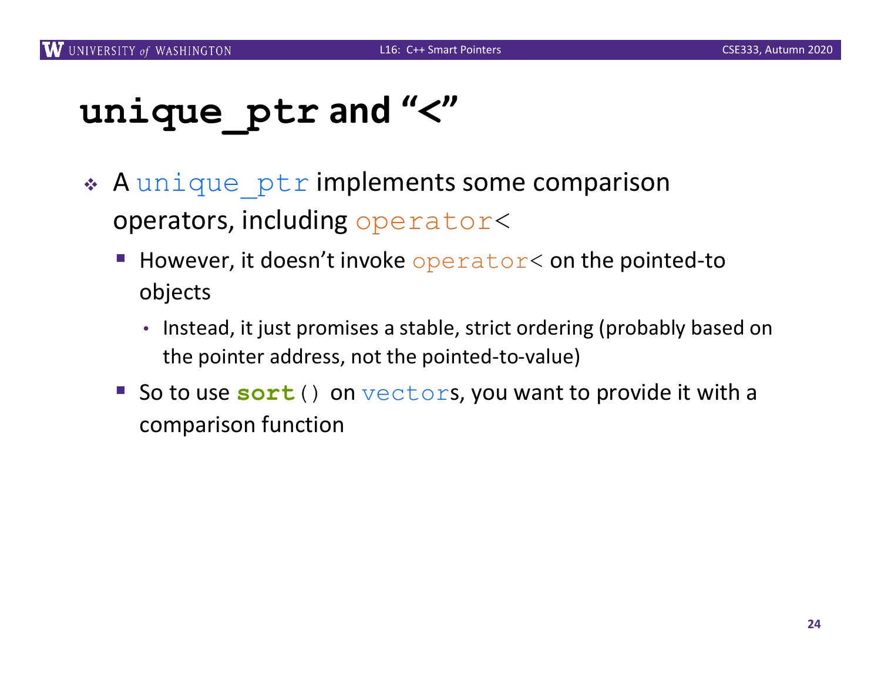# `unique_ptr` and "<"

- A `unique_ptr` implements some comparison operators, including `operator<`
  - However, it doesn't invoke `operator<` on the pointed-to objects
    - Instead, it just promises a stable, strict ordering (probably based on the pointer address, not the pointed-to-value)
  - So to use **`sort()`** on `vector`s, you want to provide it with a comparison function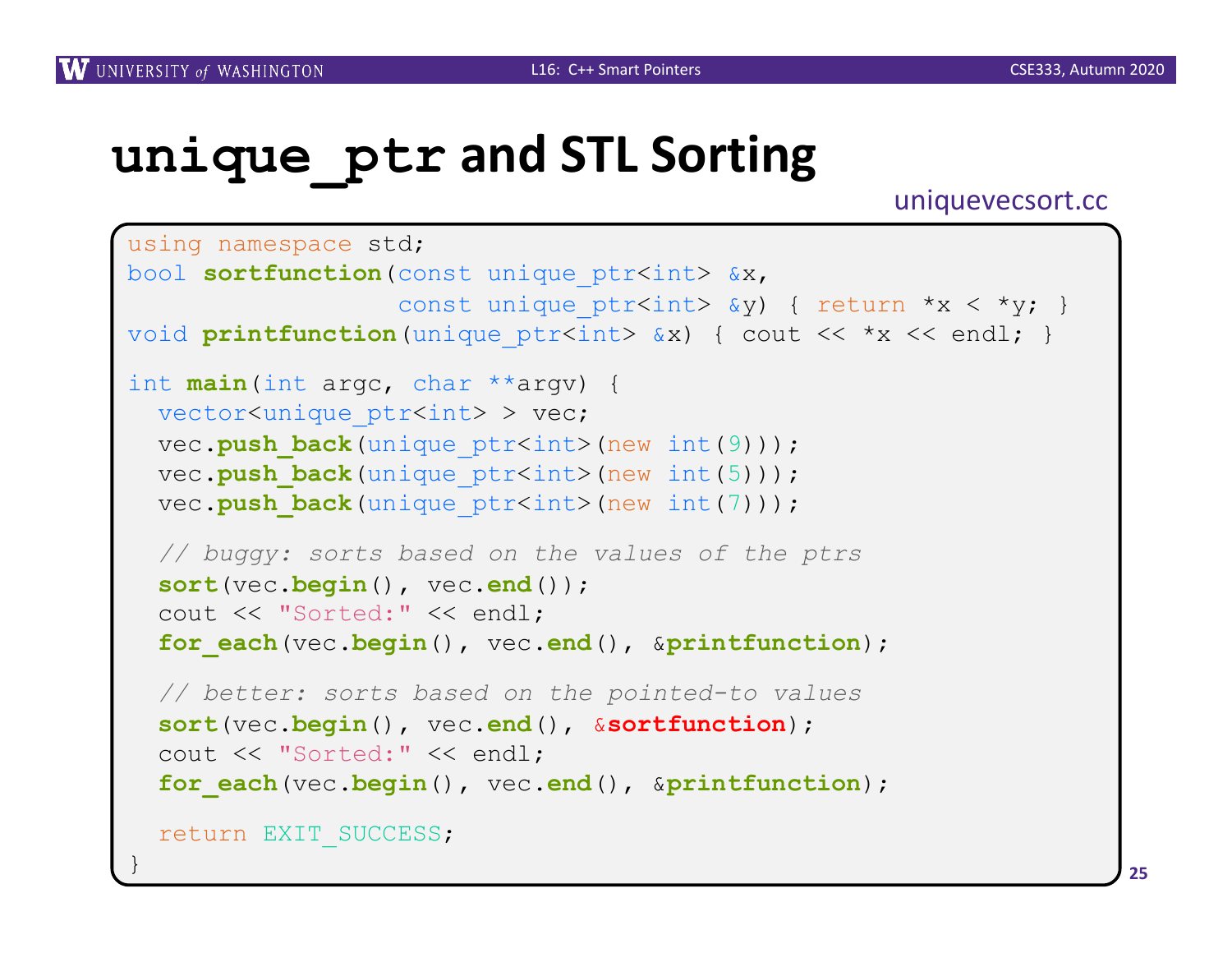# `unique_ptr` and STL Sorting

uniquevecsort.cc

```
using namespace std;
bool sortfunction(const unique_ptr<int> &x,
                  const unique_ptr<int> &y) { return *x < *y; }
void printfunction(unique_ptr<int> &x) { cout << *x << endl; }

int main(int argc, char **argv) {
  vector<unique_ptr<int> > vec;
  vec.push_back(unique_ptr<int>(new int(9)));
  vec.push_back(unique_ptr<int>(new int(5)));
  vec.push_back(unique_ptr<int>(new int(7)));

  // buggy: sorts based on the values of the ptrs
  sort(vec.begin(), vec.end());
  cout << "Sorted:" << endl;
  for_each(vec.begin(), vec.end(), &printfunction);

  // better: sorts based on the pointed-to values
  sort(vec.begin(), vec.end(), &sortfunction);
  cout << "Sorted:" << endl;
  for_each(vec.begin(), vec.end(), &printfunction);

  return EXIT_SUCCESS;
}
```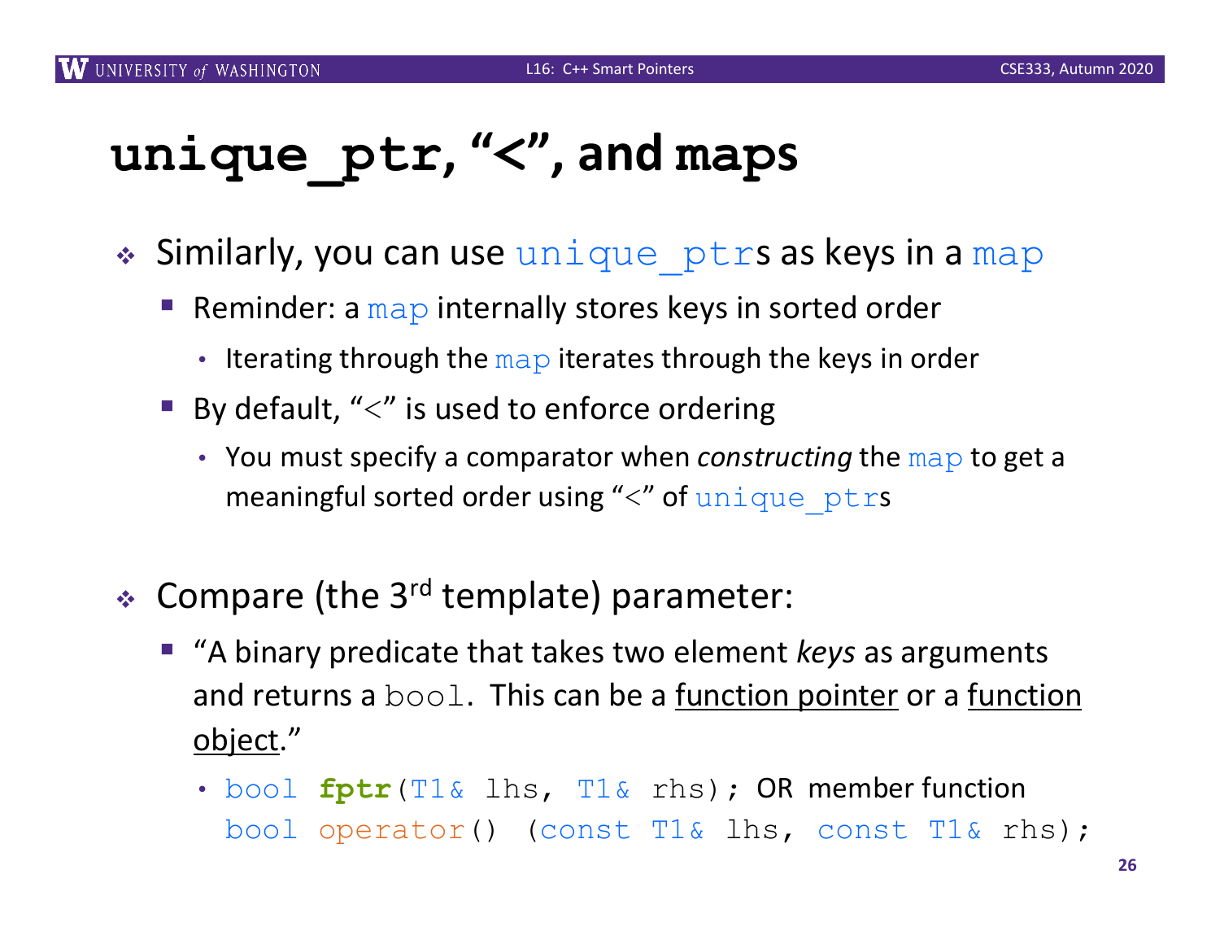# `unique_ptr`, "<", and `map`s

- Similarly, you can use `unique_ptr`s as keys in a `map`
  - Reminder: a `map` internally stores keys in sorted order
    - Iterating through the `map` iterates through the keys in order
  - By default, "<" is used to enforce ordering
    - You must specify a comparator when *constructing* the `map` to get a meaningful sorted order using "<" of `unique_ptr`s

- Compare (the 3rd template) parameter:
  - "A binary predicate that takes two element *keys* as arguments and returns a `bool`. This can be a <u>function pointer</u> or a <u>function object</u>."
    - `bool fptr(T1& lhs, T1& rhs);` OR member function `bool operator() (const T1& lhs, const T1& rhs);`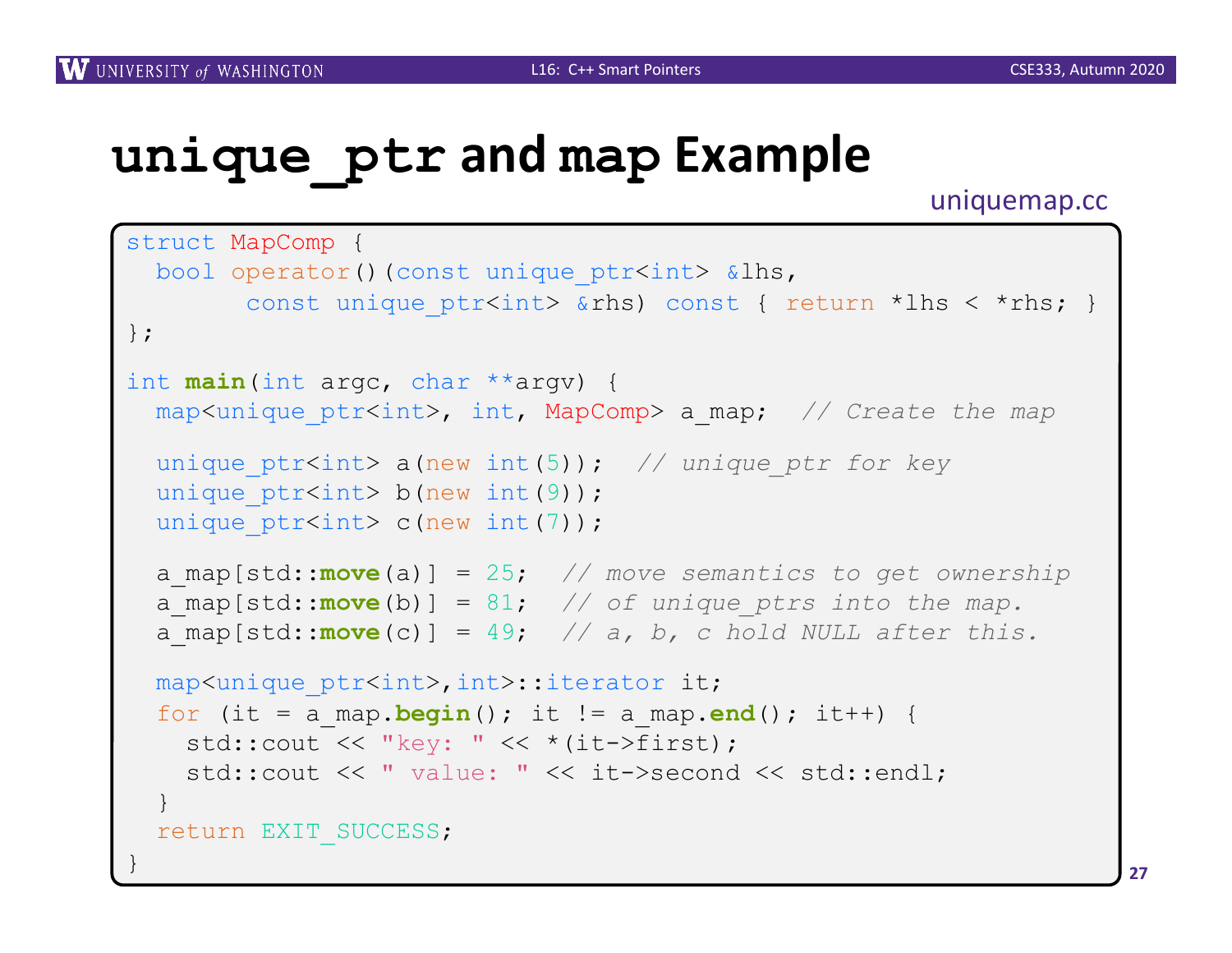# unique_ptr and map Example

uniquemap.cc

```cpp
struct MapComp {
  bool operator()(const unique_ptr<int> &lhs,
        const unique_ptr<int> &rhs) const { return *lhs < *rhs; }
};

int main(int argc, char **argv) {
  map<unique_ptr<int>, int, MapComp> a_map;  // Create the map

  unique_ptr<int> a(new int(5));  // unique_ptr for key
  unique_ptr<int> b(new int(9));
  unique_ptr<int> c(new int(7));

  a_map[std::move(a)] = 25;  // move semantics to get ownership
  a_map[std::move(b)] = 81;  // of unique_ptrs into the map.
  a_map[std::move(c)] = 49;  // a, b, c hold NULL after this.

  map<unique_ptr<int>,int>::iterator it;
  for (it = a_map.begin(); it != a_map.end(); it++) {
    std::cout << "key: " << *(it->first);
    std::cout << " value: " << it->second << std::endl;
  }
  return EXIT_SUCCESS;
}
```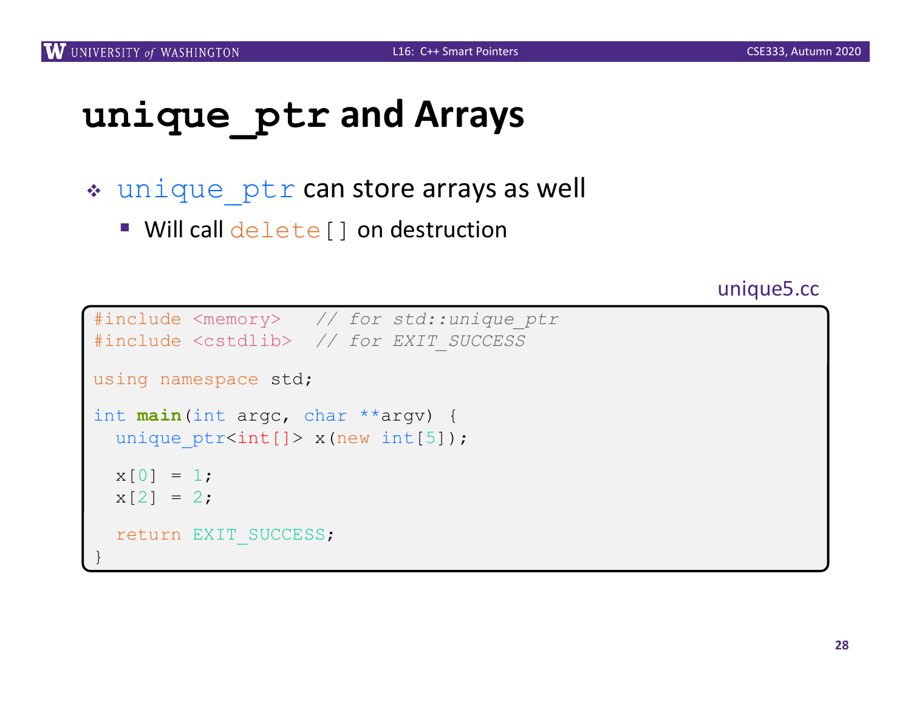# unique_ptr and Arrays

- unique_ptr can store arrays as well
  - Will call delete[] on destruction

unique5.cc

```
#include <memory>   // for std::unique_ptr
#include <cstdlib>  // for EXIT_SUCCESS

using namespace std;

int main(int argc, char **argv) {
  unique_ptr<int[]> x(new int[5]);

  x[0] = 1;
  x[2] = 2;

  return EXIT_SUCCESS;
}
```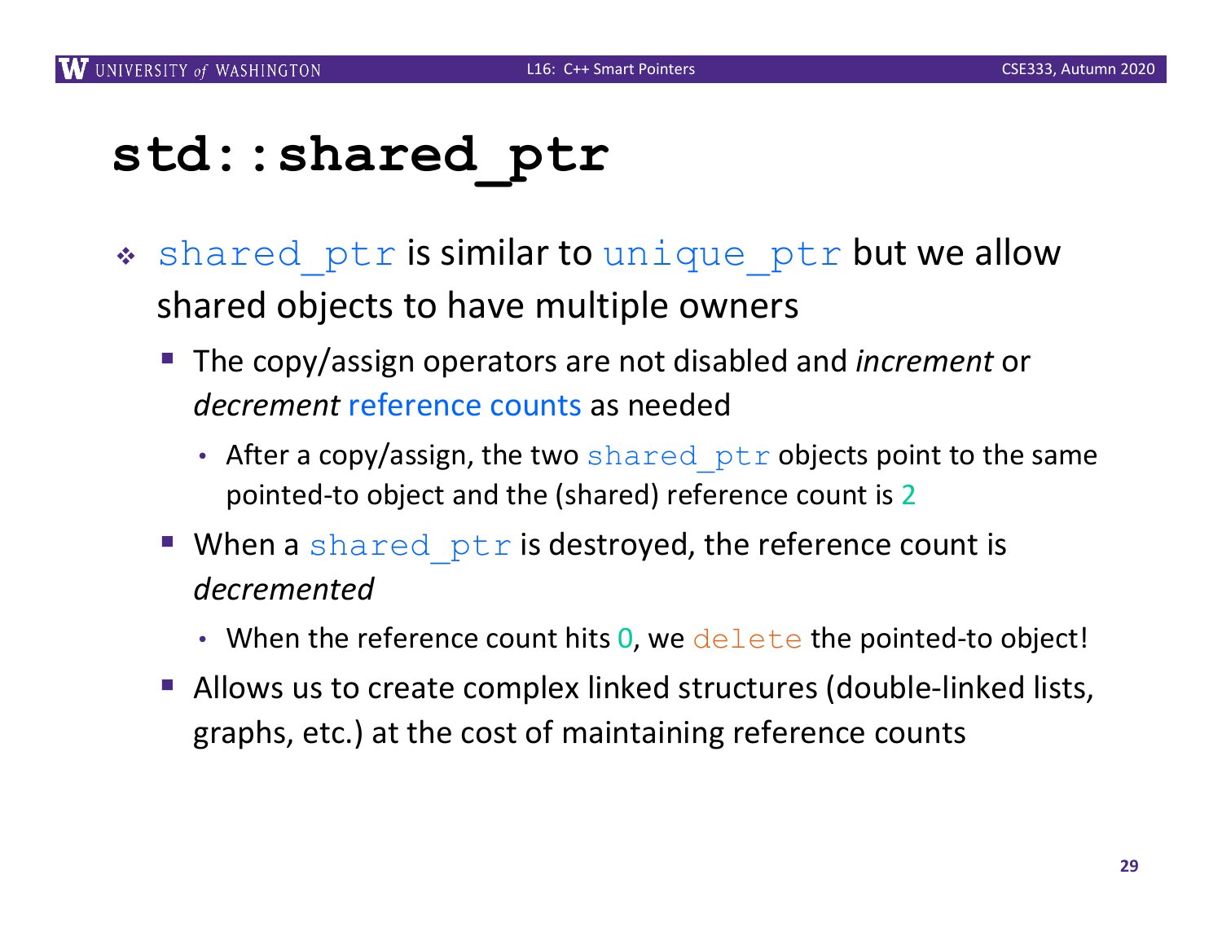# `std::shared_ptr`

- `shared_ptr` is similar to `unique_ptr` but we allow shared objects to have multiple owners
  - The copy/assign operators are not disabled and *increment* or *decrement* reference counts as needed
    - After a copy/assign, the two `shared_ptr` objects point to the same pointed-to object and the (shared) reference count is 2
  - When a `shared_ptr` is destroyed, the reference count is *decremented*
    - When the reference count hits 0, we `delete` the pointed-to object!
  - Allows us to create complex linked structures (double-linked lists, graphs, etc.) at the cost of maintaining reference counts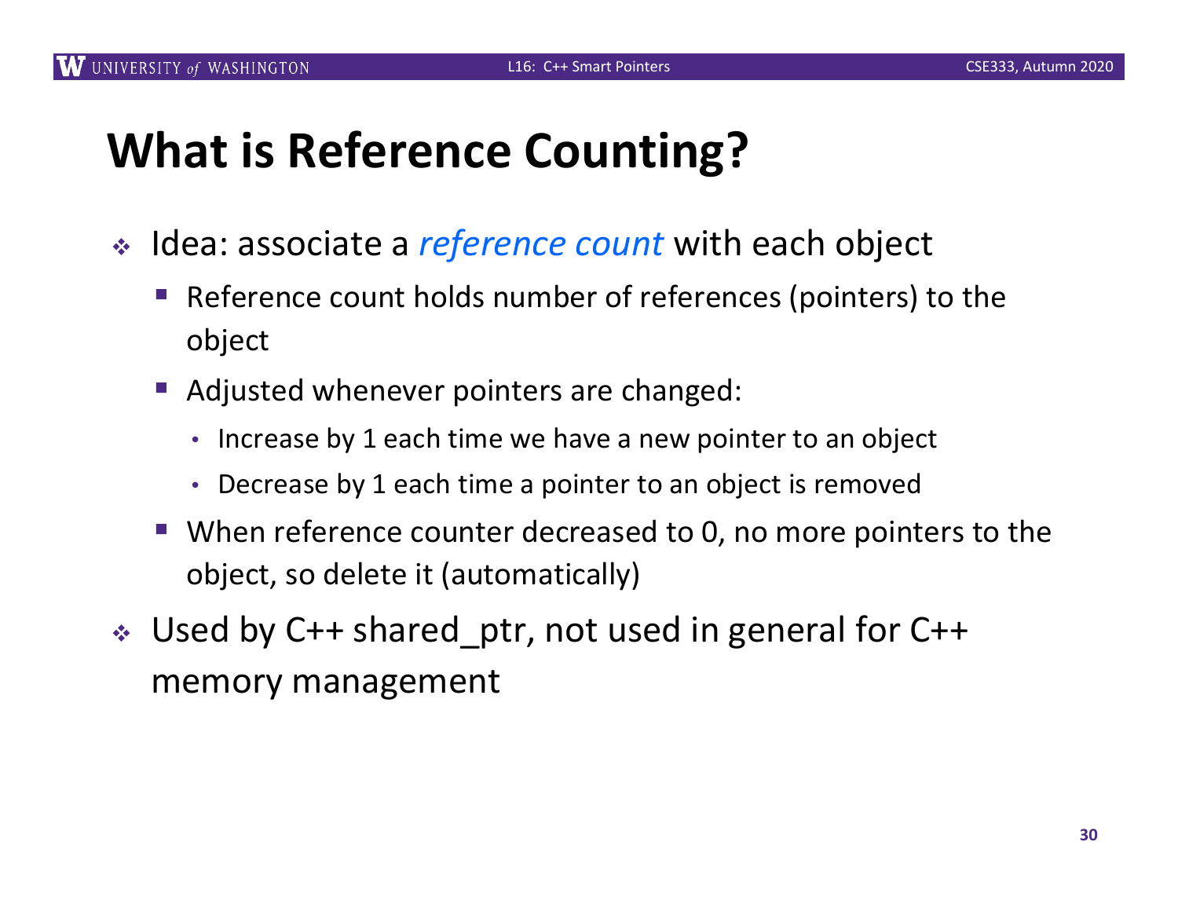# What is Reference Counting?

- Idea: associate a *reference count* with each object
  - Reference count holds number of references (pointers) to the object
  - Adjusted whenever pointers are changed:
    - Increase by 1 each time we have a new pointer to an object
    - Decrease by 1 each time a pointer to an object is removed
  - When reference counter decreased to 0, no more pointers to the object, so delete it (automatically)
- Used by C++ shared_ptr, not used in general for C++ memory management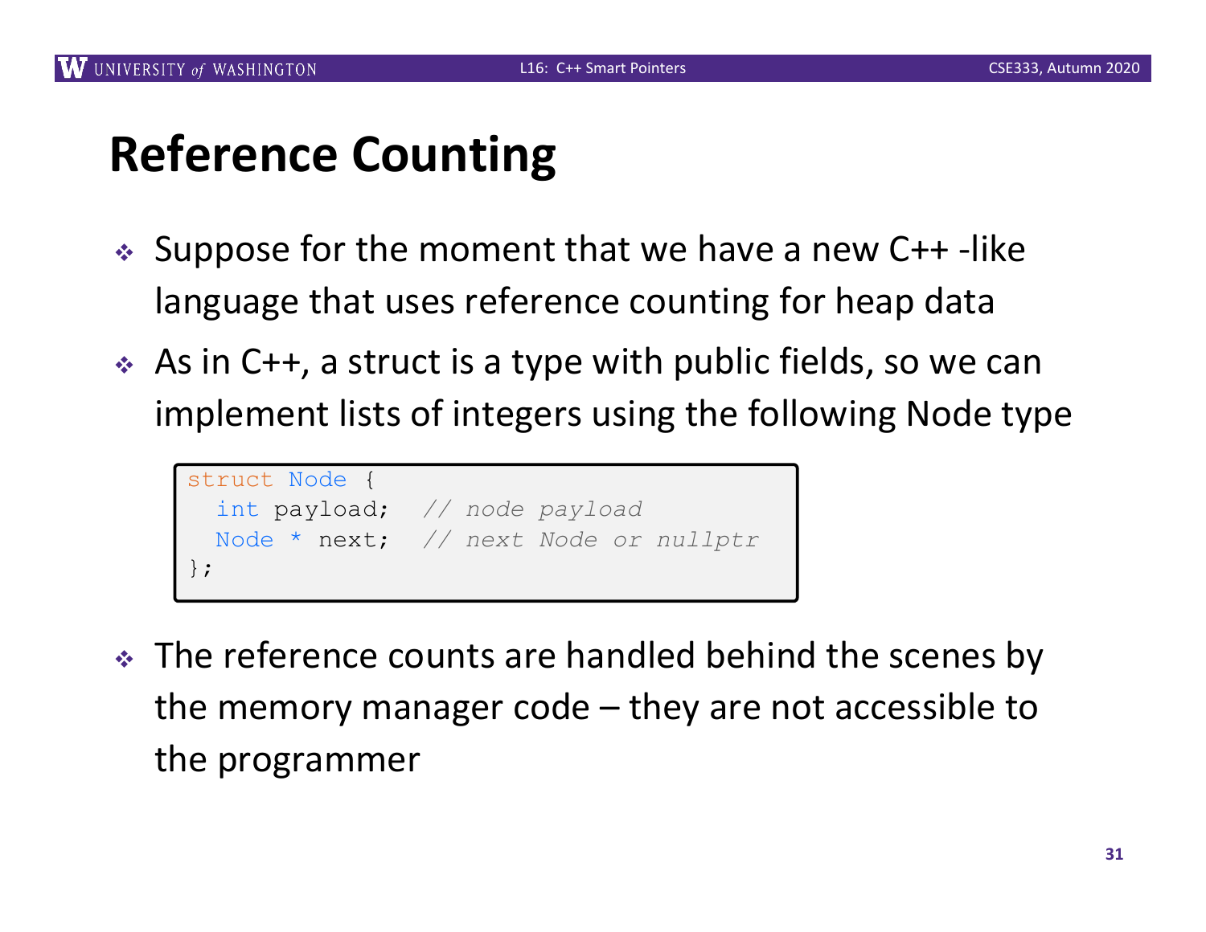# Reference Counting

- Suppose for the moment that we have a new C++ -like language that uses reference counting for heap data
- As in C++, a struct is a type with public fields, so we can implement lists of integers using the following Node type

```
struct Node {
  int payload;   // node payload
  Node * next;   // next Node or nullptr
};
```

- The reference counts are handled behind the scenes by the memory manager code – they are not accessible to the programmer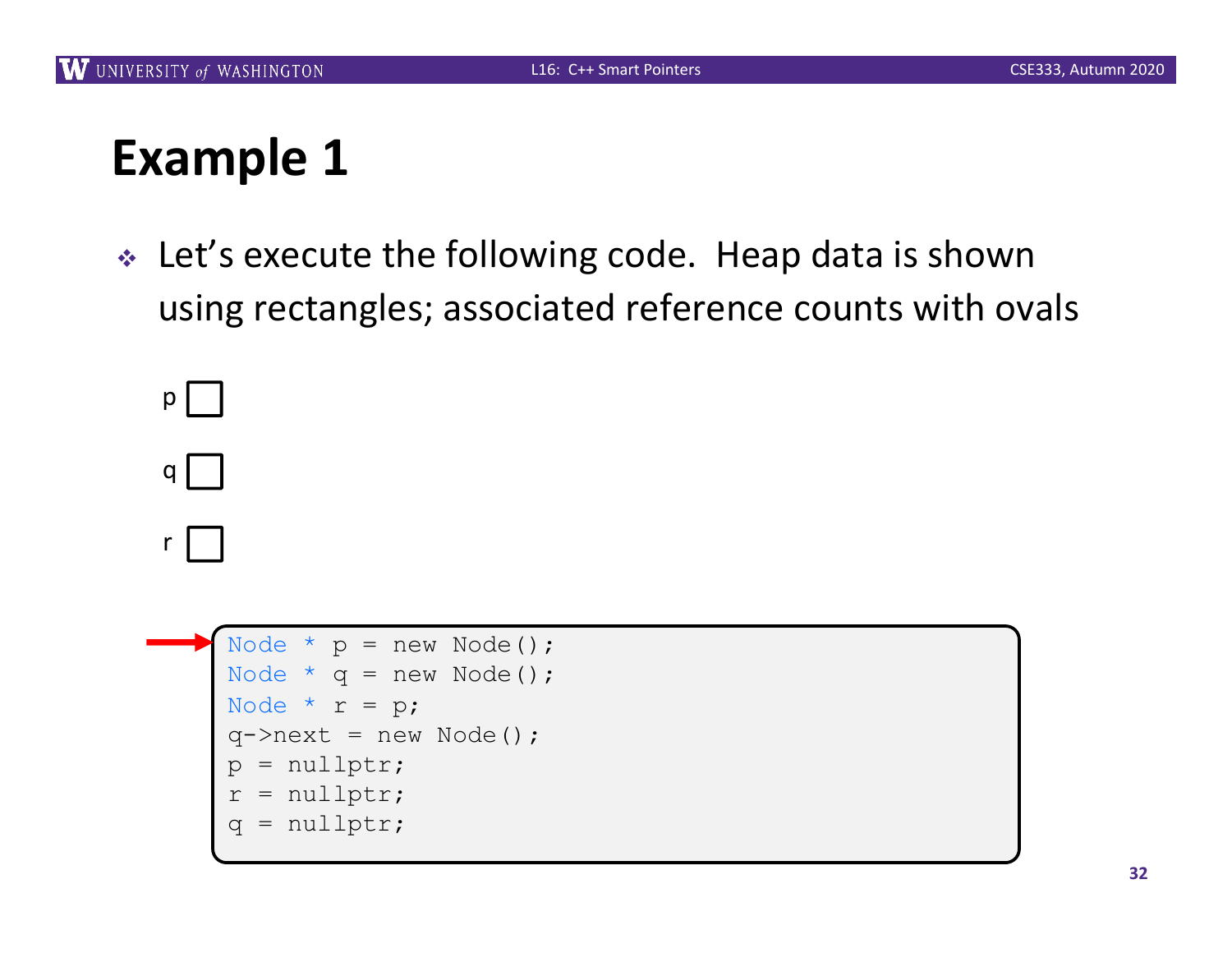# Example 1

- Let's execute the following code. Heap data is shown using rectangles; associated reference counts with ovals

p

q

r

```
Node * p = new Node();
Node * q = new Node();
Node * r = p;
q->next = new Node();
p = nullptr;
r = nullptr;
q = nullptr;
```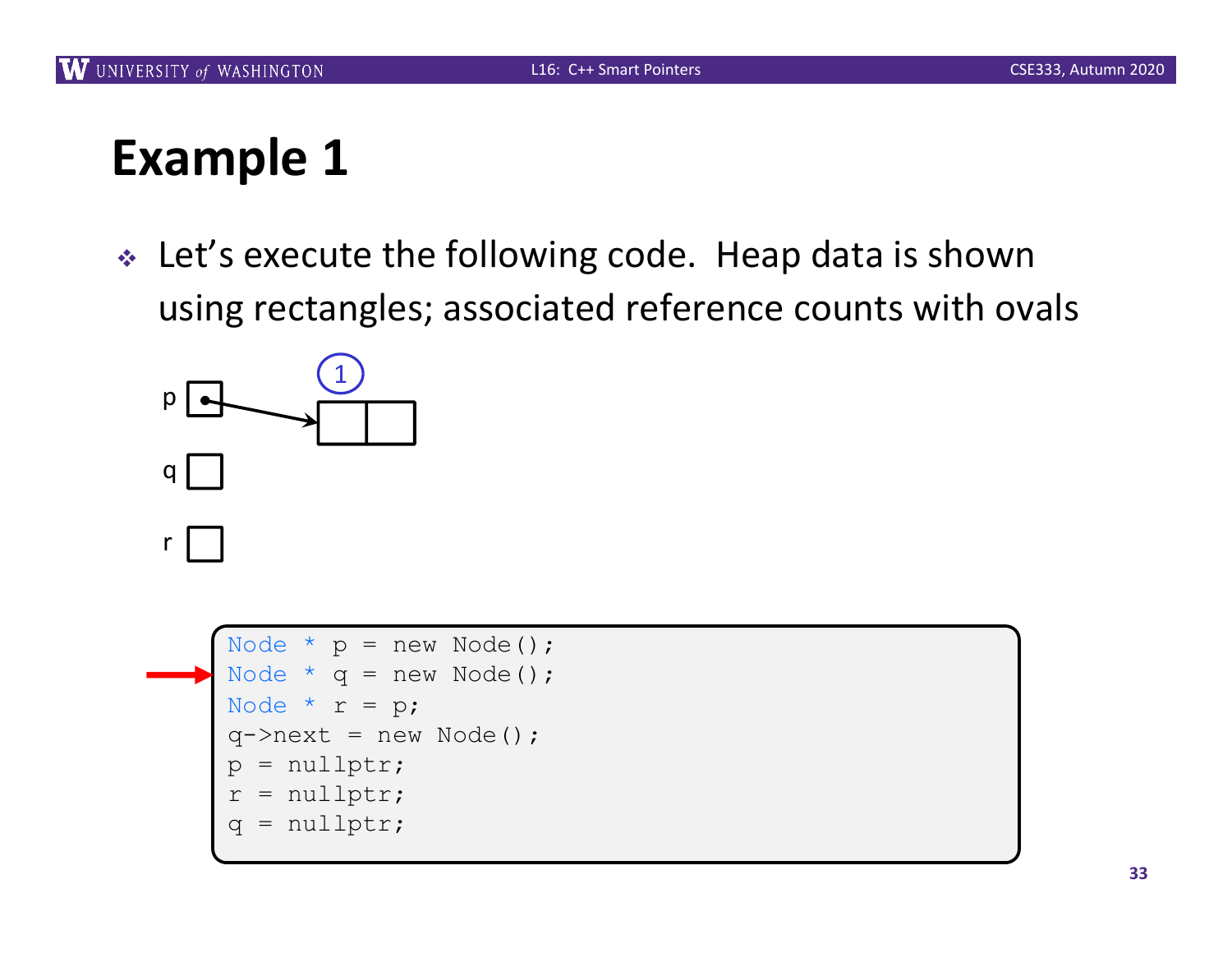# Example 1

- Let's execute the following code. Heap data is shown using rectangles; associated reference counts with ovals

p
q
r

1

```
Node * p = new Node();
Node * q = new Node();
Node * r = p;
q->next = new Node();
p = nullptr;
r = nullptr;
q = nullptr;
```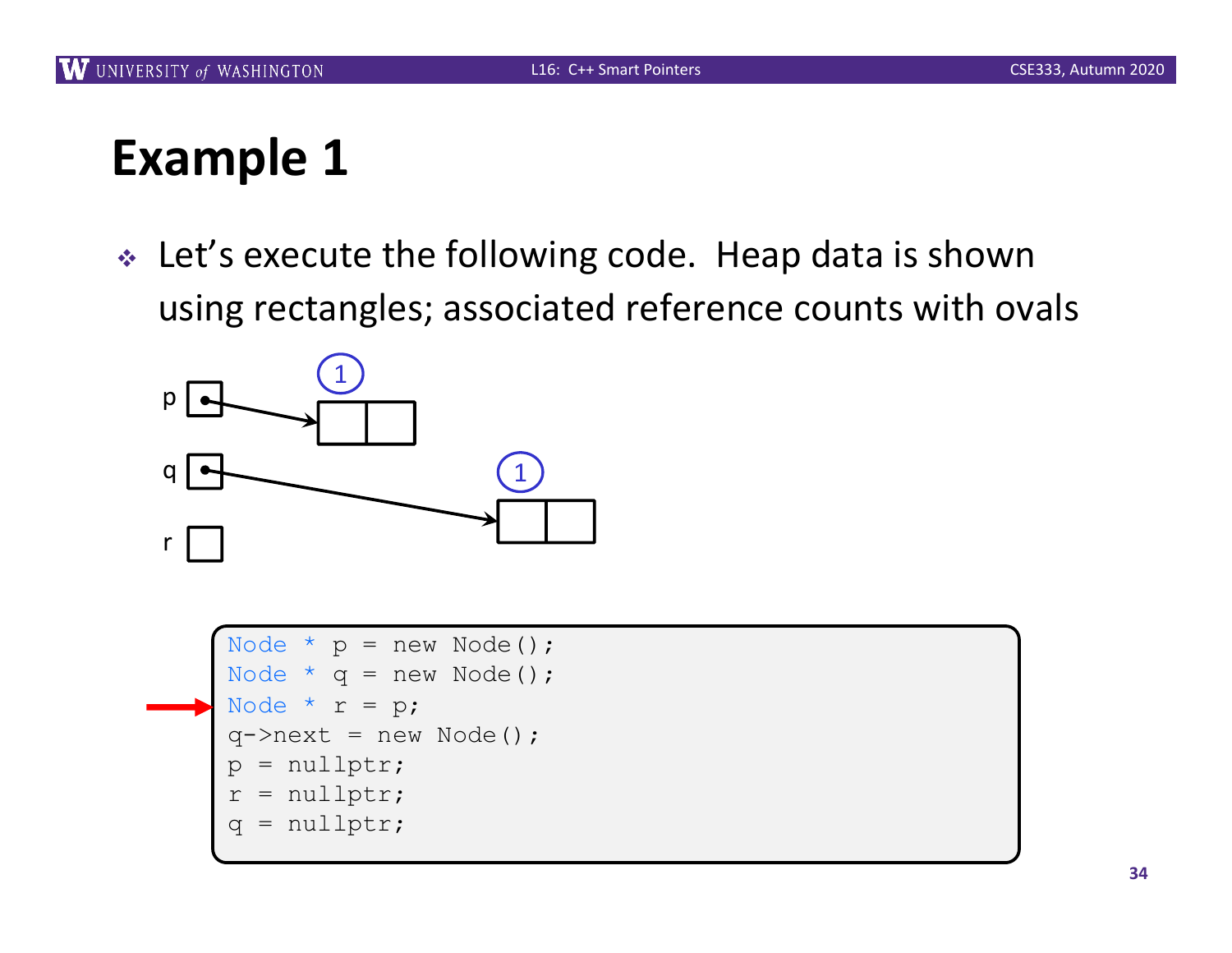# Example 1

- Let's execute the following code. Heap data is shown using rectangles; associated reference counts with ovals

```
Node * p = new Node();
Node * q = new Node();
Node * r = p;
q->next = new Node();
p = nullptr;
r = nullptr;
q = nullptr;
```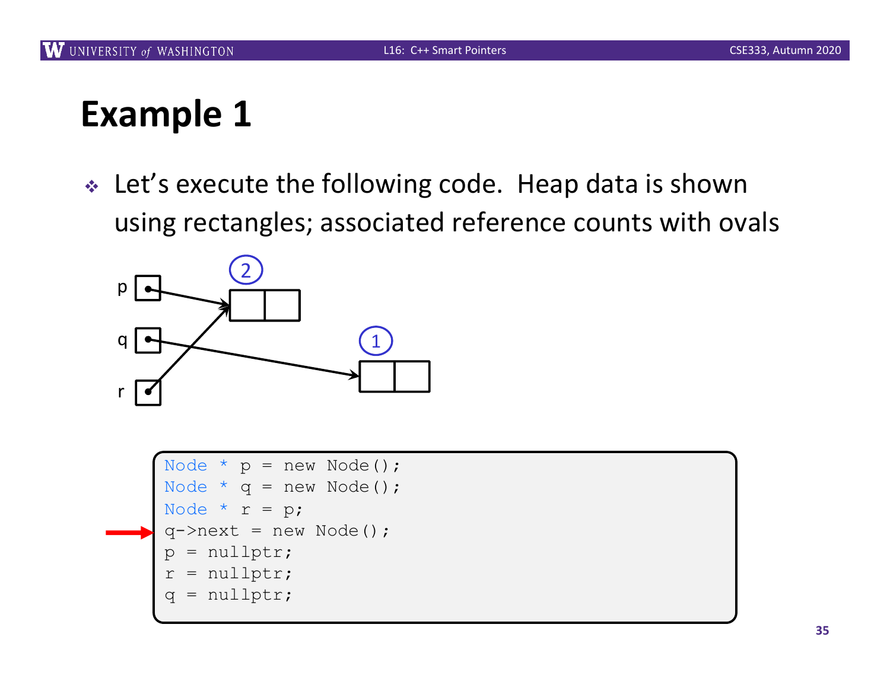# Example 1

- Let's execute the following code. Heap data is shown using rectangles; associated reference counts with ovals

```
Node * p = new Node();
Node * q = new Node();
Node * r = p;
q->next = new Node();
p = nullptr;
r = nullptr;
q = nullptr;
```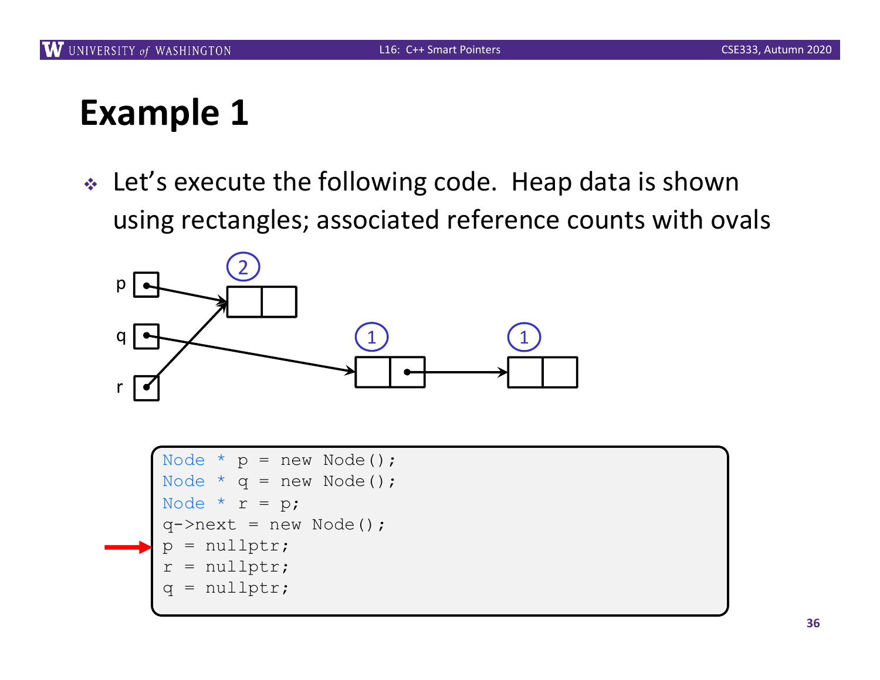# Example 1

- Let's execute the following code. Heap data is shown using rectangles; associated reference counts with ovals

```
Node * p = new Node();
Node * q = new Node();
Node * r = p;
q->next = new Node();
p = nullptr;
r = nullptr;
q = nullptr;
```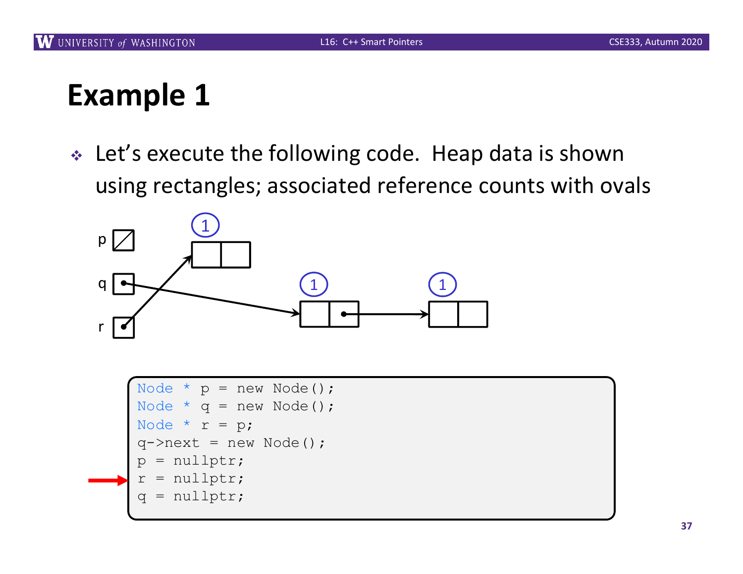# Example 1

- Let's execute the following code. Heap data is shown using rectangles; associated reference counts with ovals

```
Node * p = new Node();
Node * q = new Node();
Node * r = p;
q->next = new Node();
p = nullptr;
r = nullptr;
q = nullptr;
```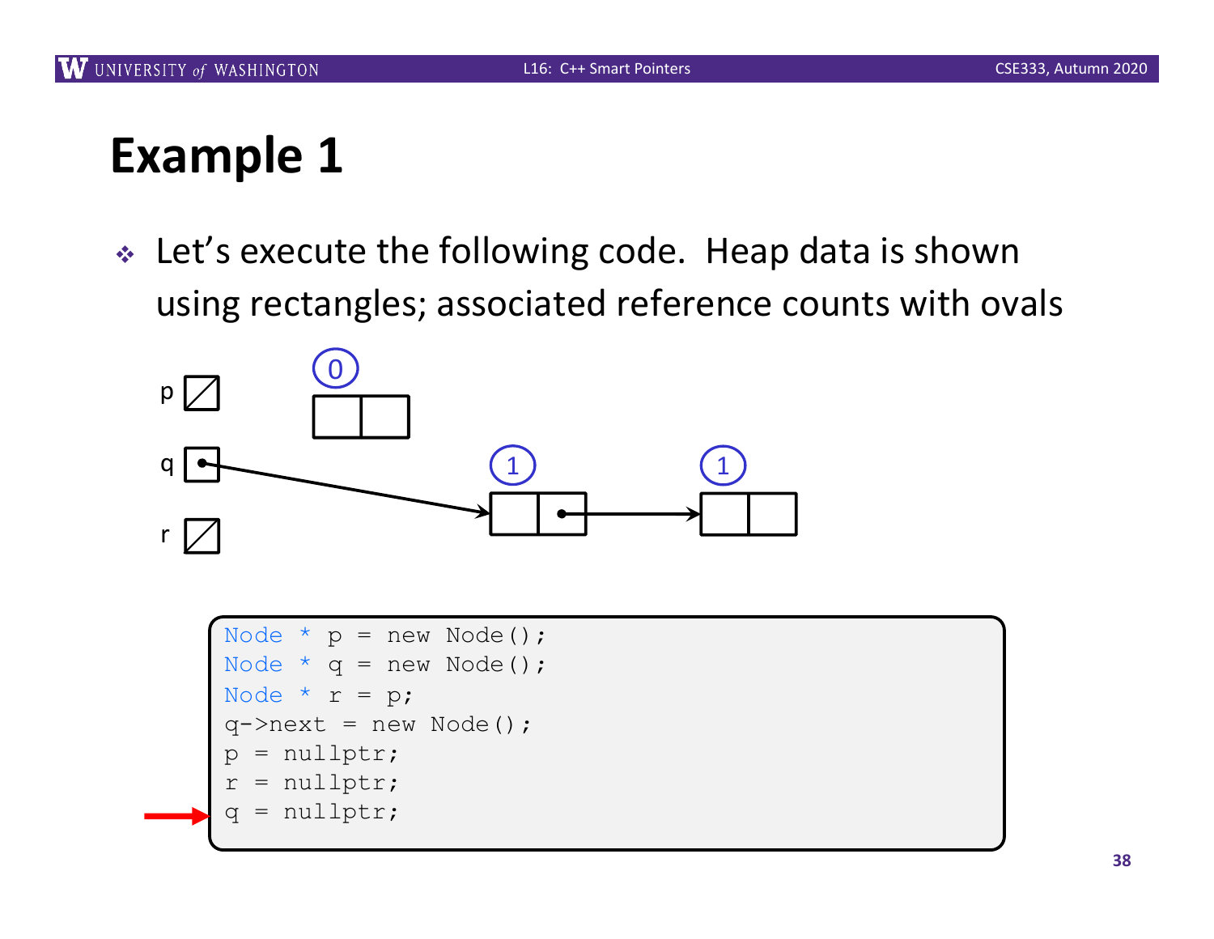# Example 1

- Let's execute the following code. Heap data is shown using rectangles; associated reference counts with ovals

```
Node * p = new Node();
Node * q = new Node();
Node * r = p;
q->next = new Node();
p = nullptr;
r = nullptr;
q = nullptr;
```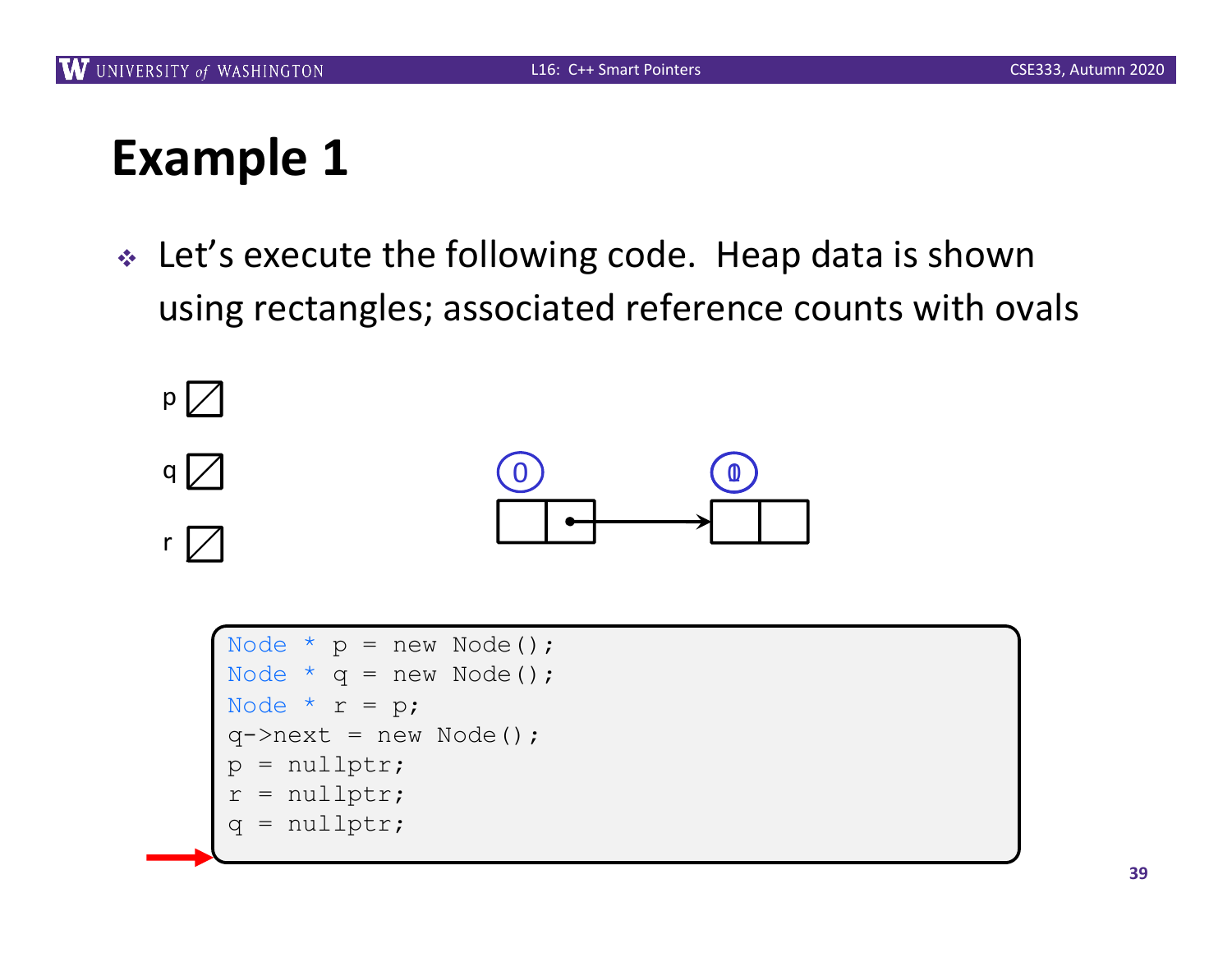# Example 1

- Let's execute the following code. Heap data is shown using rectangles; associated reference counts with ovals

```
Node * p = new Node();
Node * q = new Node();
Node * r = p;
q->next = new Node();
p = nullptr;
r = nullptr;
q = nullptr;
```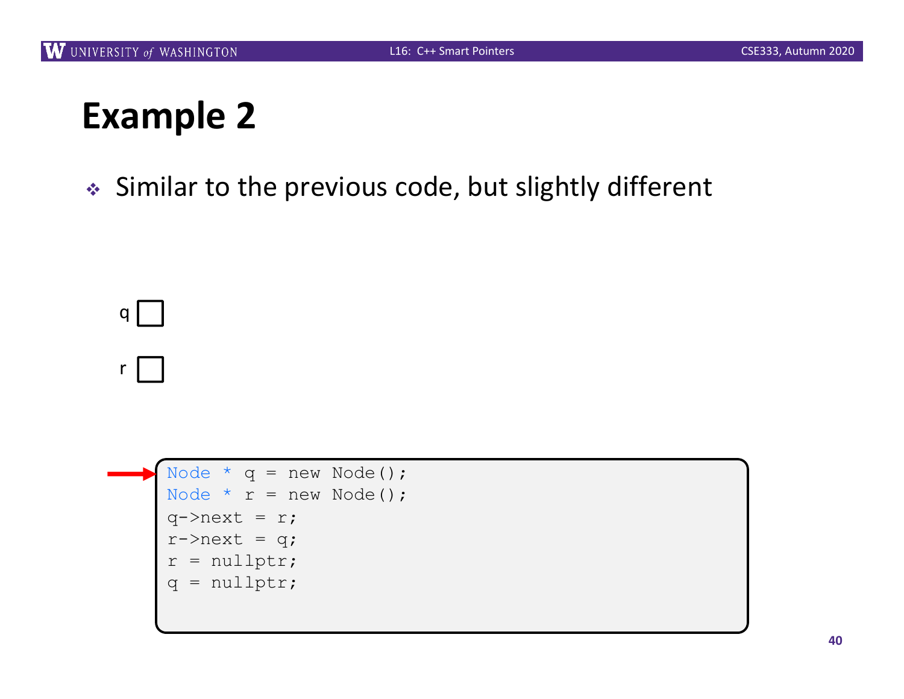# Example 2

- Similar to the previous code, but slightly different

q

r

```
Node * q = new Node();
Node * r = new Node();
q->next = r;
r->next = q;
r = nullptr;
q = nullptr;
```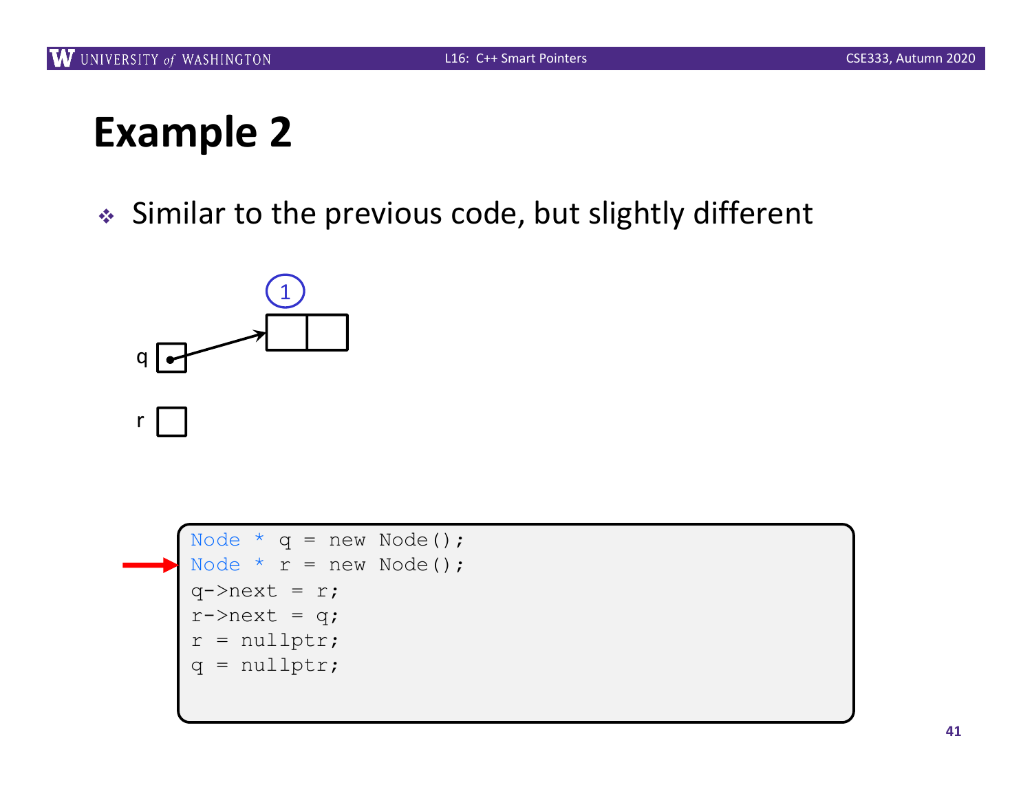# Example 2

- Similar to the previous code, but slightly different

```
Node * q = new Node();
Node * r = new Node();
q->next = r;
r->next = q;
r = nullptr;
q = nullptr;
```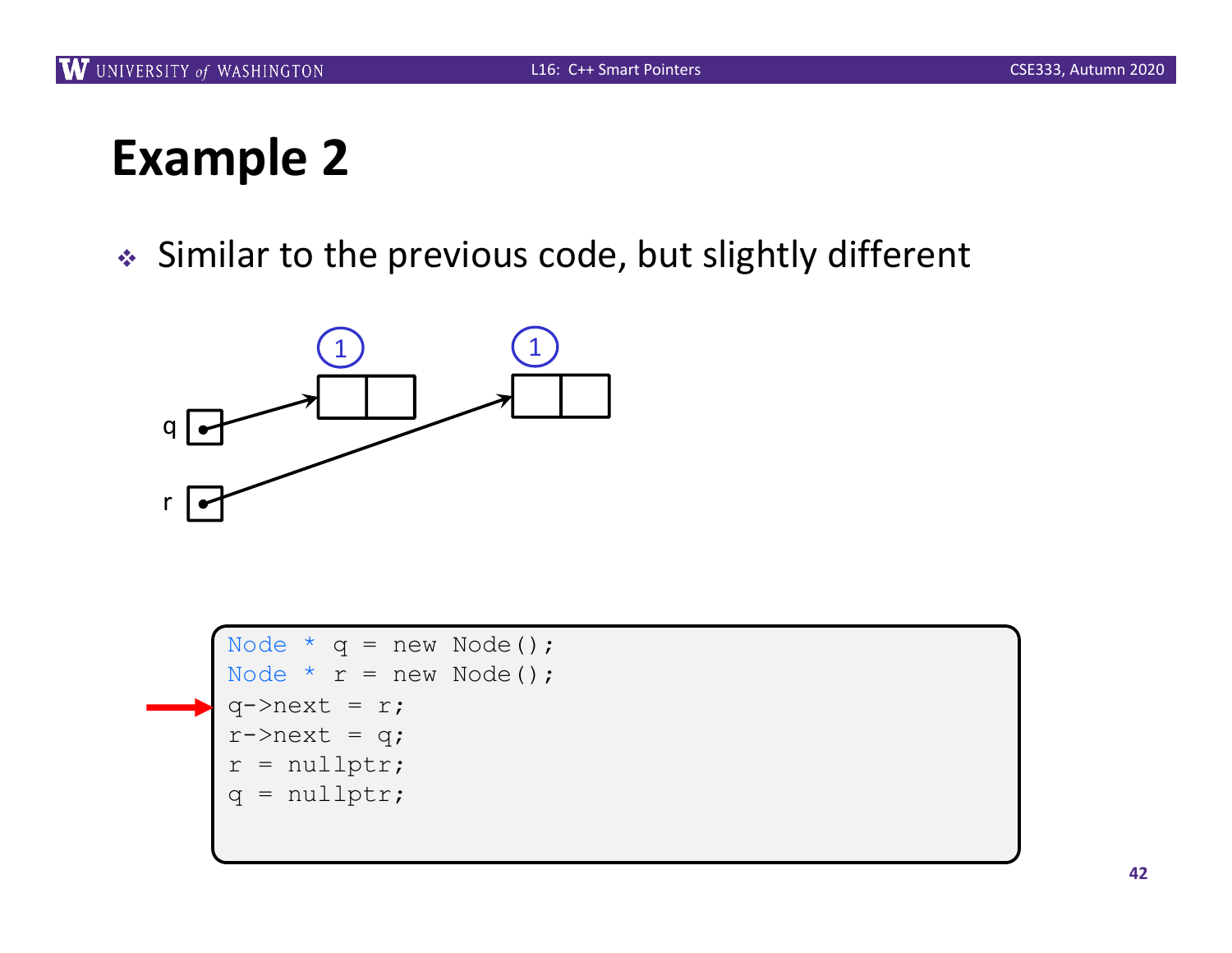# Example 2

- Similar to the previous code, but slightly different

```
Node * q = new Node();
Node * r = new Node();
q->next = r;
r->next = q;
r = nullptr;
q = nullptr;
```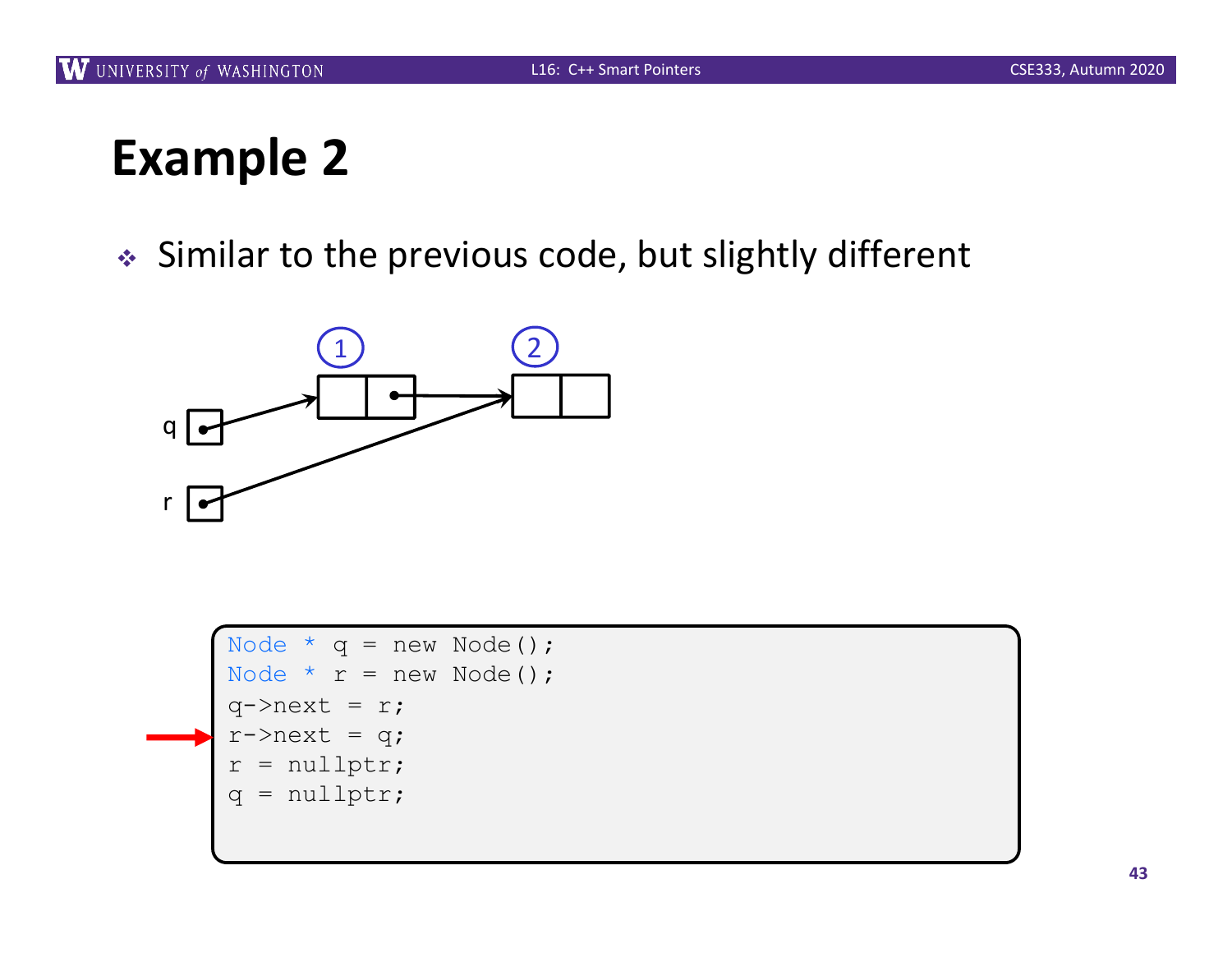# Example 2

- Similar to the previous code, but slightly different

```
Node * q = new Node();
Node * r = new Node();
q->next = r;
r->next = q;
r = nullptr;
q = nullptr;
```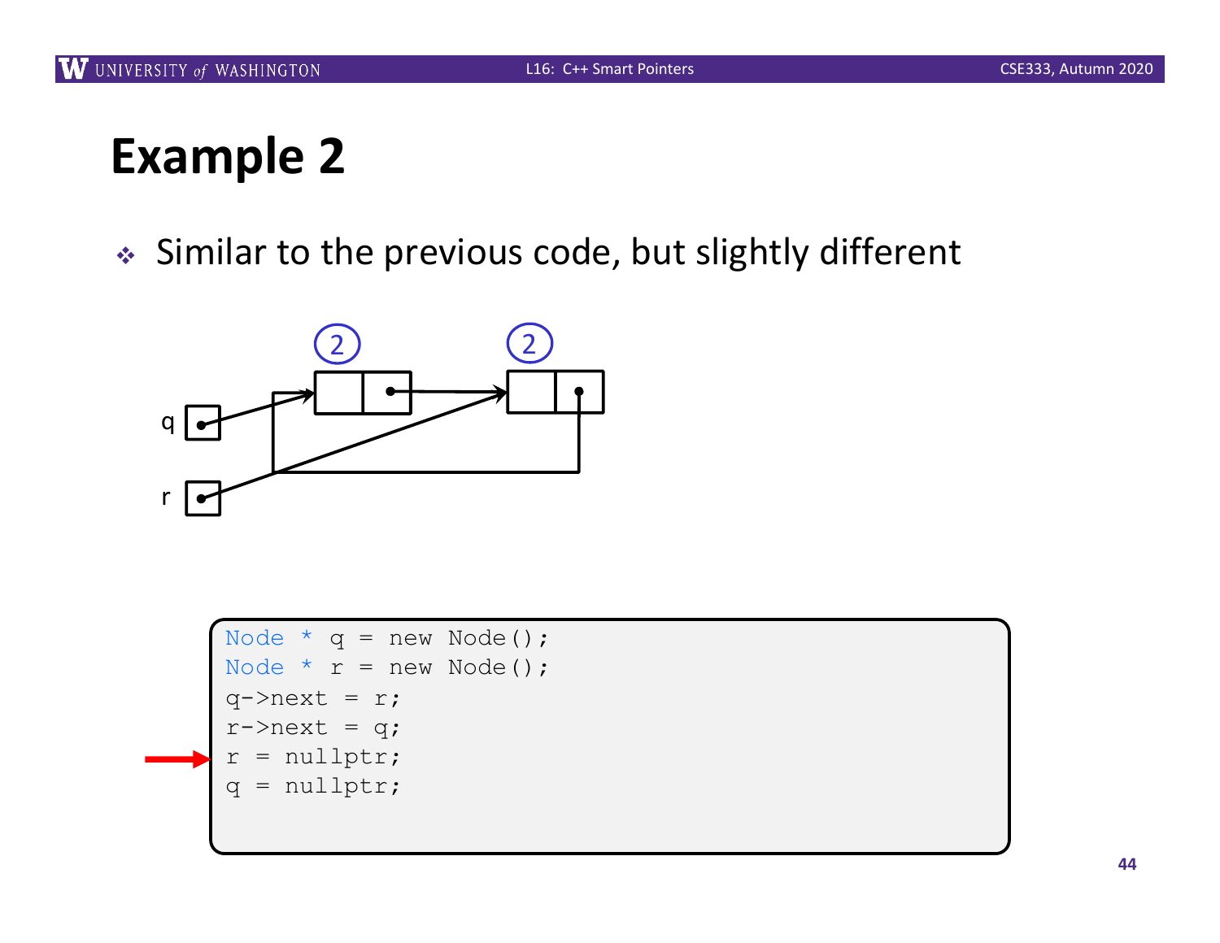# Example 2

- Similar to the previous code, but slightly different

```
Node * q = new Node();
Node * r = new Node();
q->next = r;
r->next = q;
r = nullptr;
q = nullptr;
```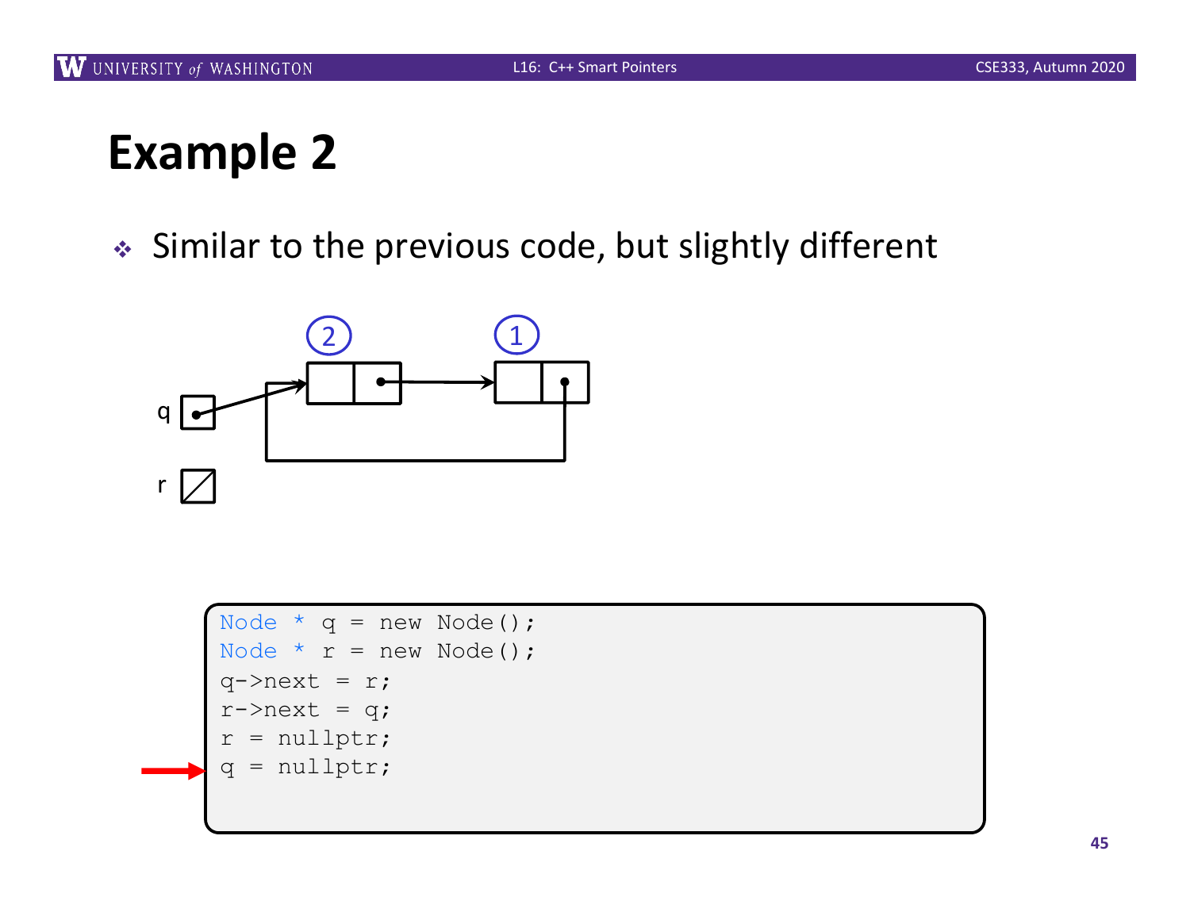# Example 2

- Similar to the previous code, but slightly different

```
Node * q = new Node();
Node * r = new Node();
q->next = r;
r->next = q;
r = nullptr;
q = nullptr;
```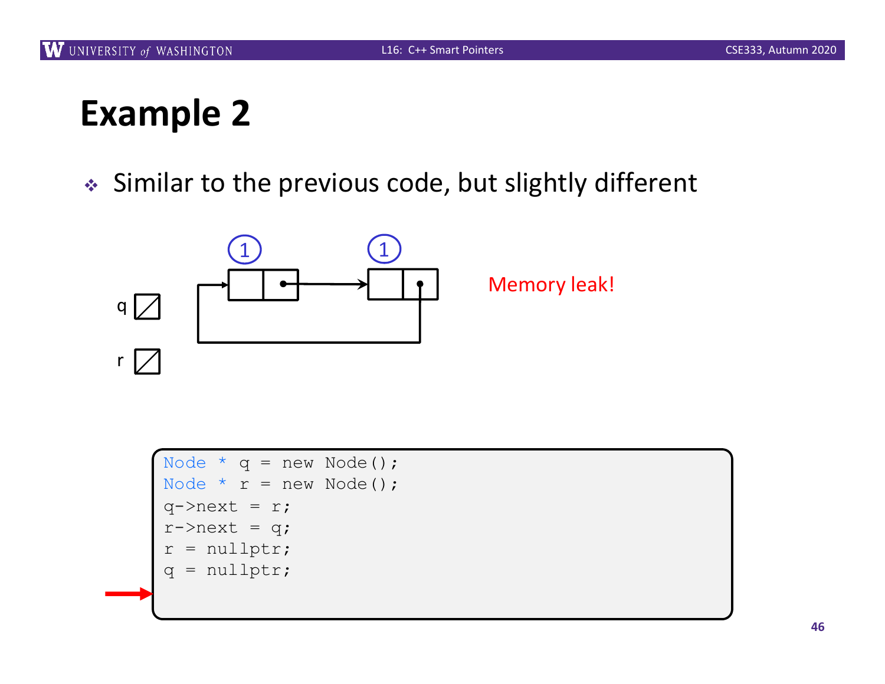# Example 2

- Similar to the previous code, but slightly different

q

r

Memory leak!

```
Node * q = new Node();
Node * r = new Node();
q->next = r;
r->next = q;
r = nullptr;
q = nullptr;
```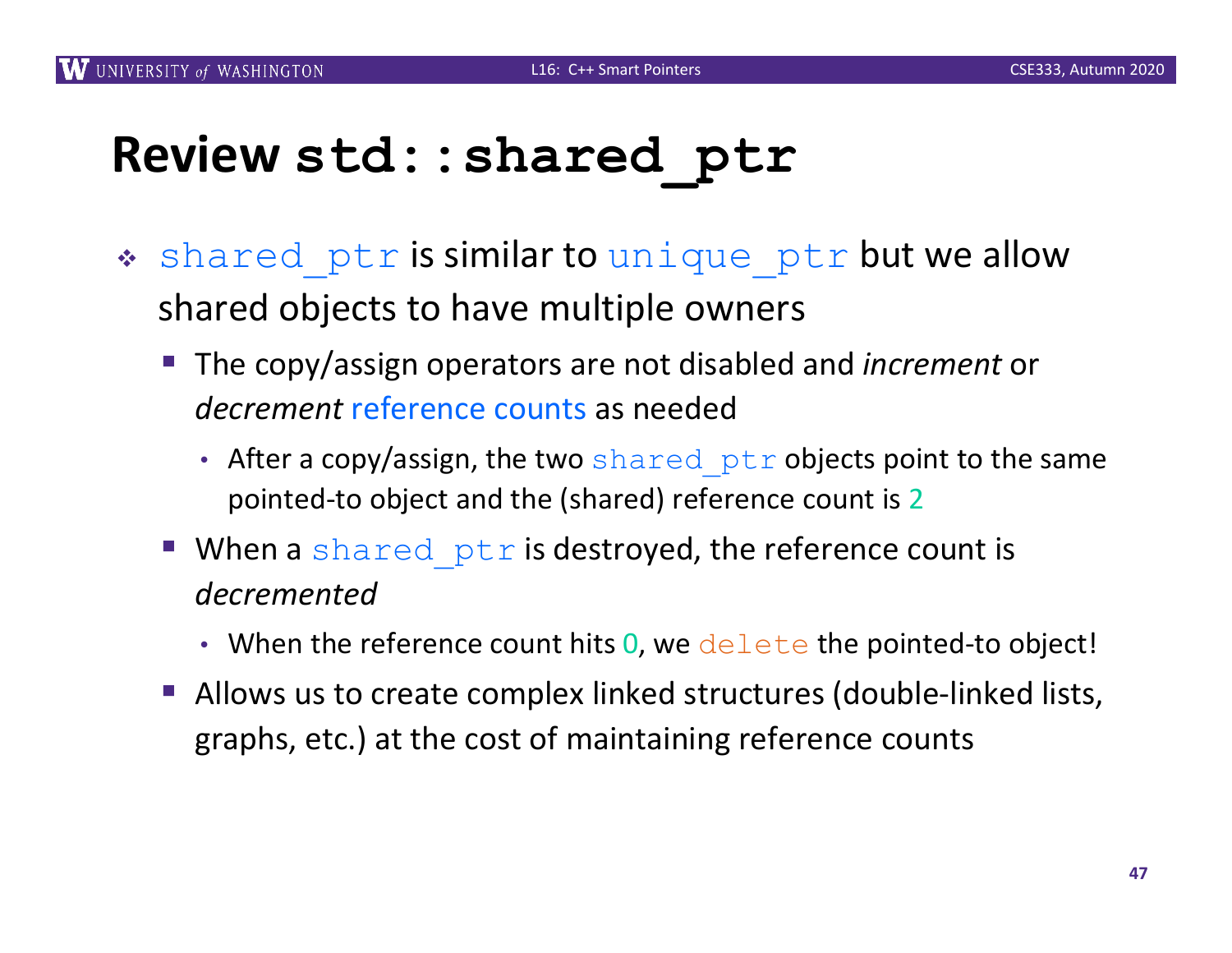# Review `std::shared_ptr`

- `shared_ptr` is similar to `unique_ptr` but we allow shared objects to have multiple owners
  - The copy/assign operators are not disabled and *increment* or *decrement* reference counts as needed
    - After a copy/assign, the two `shared_ptr` objects point to the same pointed-to object and the (shared) reference count is 2
  - When a `shared_ptr` is destroyed, the reference count is *decremented*
    - When the reference count hits 0, we `delete` the pointed-to object!
  - Allows us to create complex linked structures (double-linked lists, graphs, etc.) at the cost of maintaining reference counts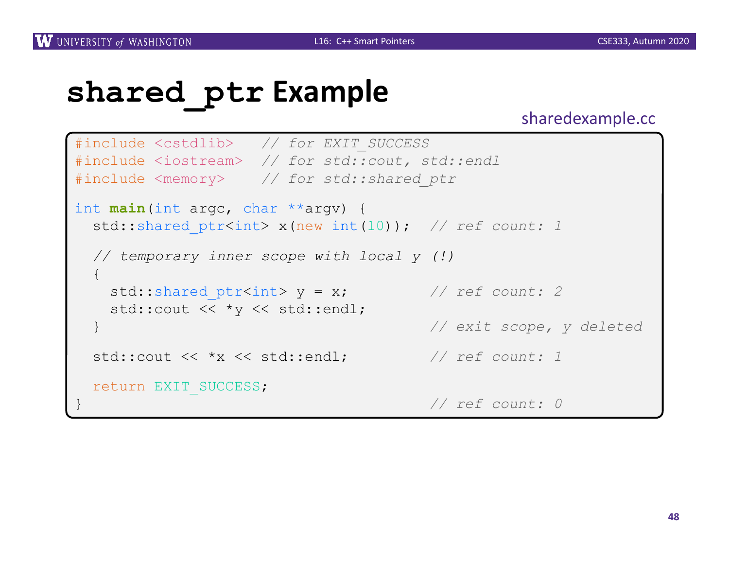# shared_ptr Example

sharedexample.cc

```
#include <cstdlib>   // for EXIT_SUCCESS
#include <iostream>  // for std::cout, std::endl
#include <memory>    // for std::shared_ptr

int main(int argc, char **argv) {
  std::shared_ptr<int> x(new int(10));  // ref count: 1

  // temporary inner scope with local y (!)
  {
    std::shared_ptr<int> y = x;         // ref count: 2
    std::cout << *y << std::endl;
  }                                     // exit scope, y deleted

  std::cout << *x << std::endl;         // ref count: 1

  return EXIT_SUCCESS;
}                                       // ref count: 0
```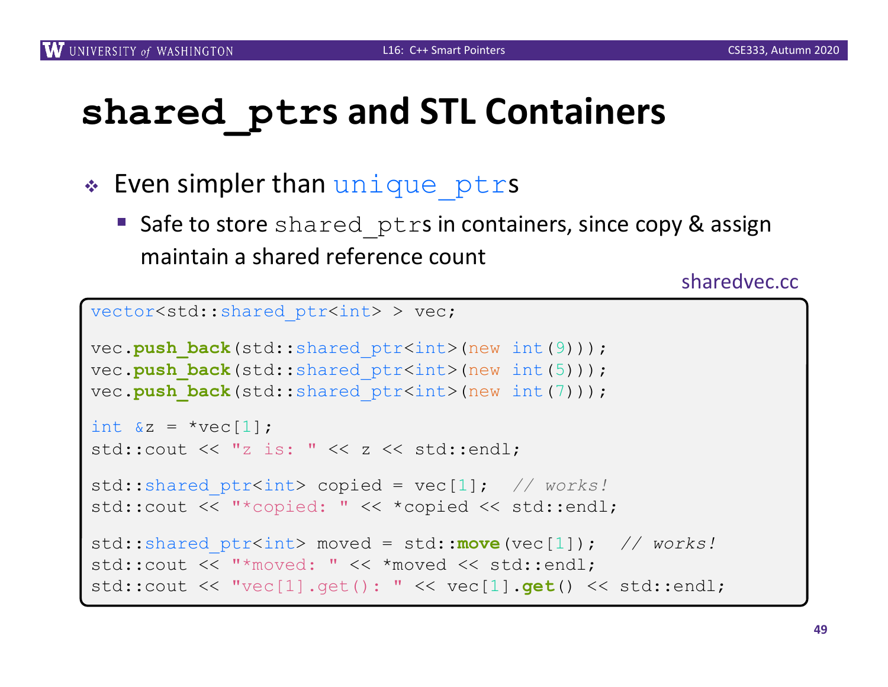# shared_ptrs and STL Containers

- Even simpler than unique_ptrs
  - Safe to store shared_ptrs in containers, since copy & assign maintain a shared reference count

sharedvec.cc

```
vector<std::shared_ptr<int> > vec;

vec.push_back(std::shared_ptr<int>(new int(9)));
vec.push_back(std::shared_ptr<int>(new int(5)));
vec.push_back(std::shared_ptr<int>(new int(7)));

int &z = *vec[1];
std::cout << "z is: " << z << std::endl;

std::shared_ptr<int> copied = vec[1];  // works!
std::cout << "*copied: " << *copied << std::endl;

std::shared_ptr<int> moved = std::move(vec[1]);  // works!
std::cout << "*moved: " << *moved << std::endl;
std::cout << "vec[1].get(): " << vec[1].get() << std::endl;
```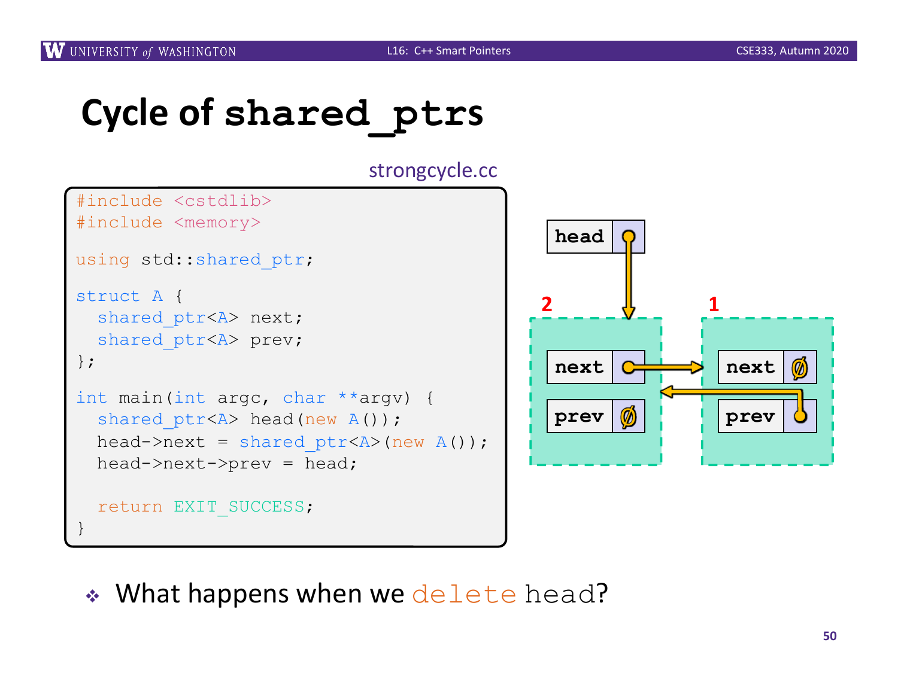# Cycle of `shared_ptr`s

strongcycle.cc

```
#include <cstdlib>
#include <memory>

using std::shared_ptr;

struct A {
  shared_ptr<A> next;
  shared_ptr<A> prev;
};

int main(int argc, char **argv) {
  shared_ptr<A> head(new A());
  head->next = shared_ptr<A>(new A());
  head->next->prev = head;

  return EXIT_SUCCESS;
}
```

head

2 — next, prev ∅

1 — next ∅, prev

- What happens when we `delete head`?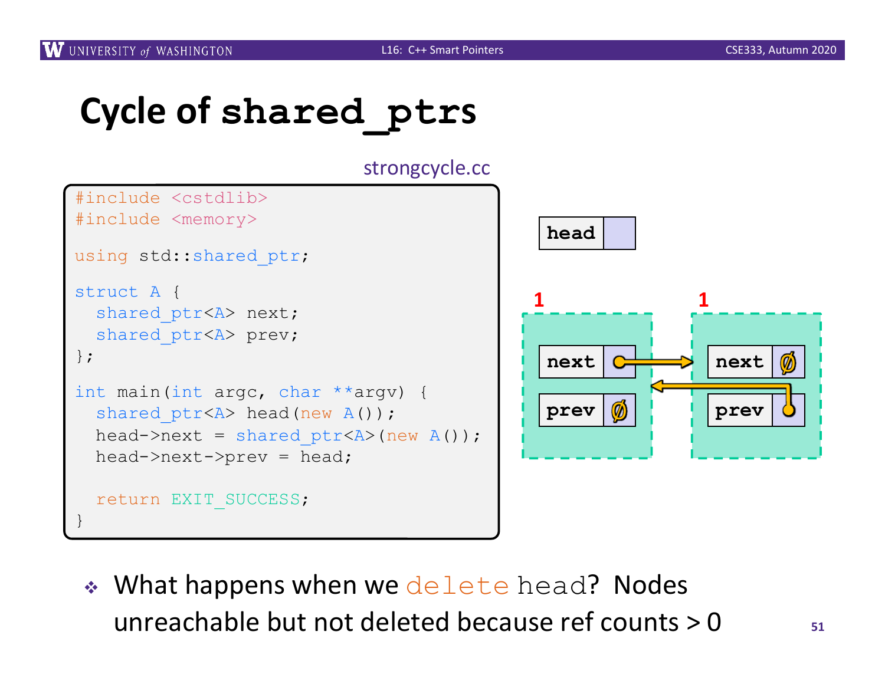# Cycle of `shared_ptr`s

strongcycle.cc

```
#include <cstdlib>
#include <memory>

using std::shared_ptr;

struct A {
  shared_ptr<A> next;
  shared_ptr<A> prev;
};

int main(int argc, char **argv) {
  shared_ptr<A> head(new A());
  head->next = shared_ptr<A>(new A());
  head->next->prev = head;

  return EXIT_SUCCESS;
}
```

head

| 1 | 1 |
|---|---|
| next → | next ∅ |
| prev ∅ | ← prev |

- What happens when we `delete head`? Nodes unreachable but not deleted because ref counts > 0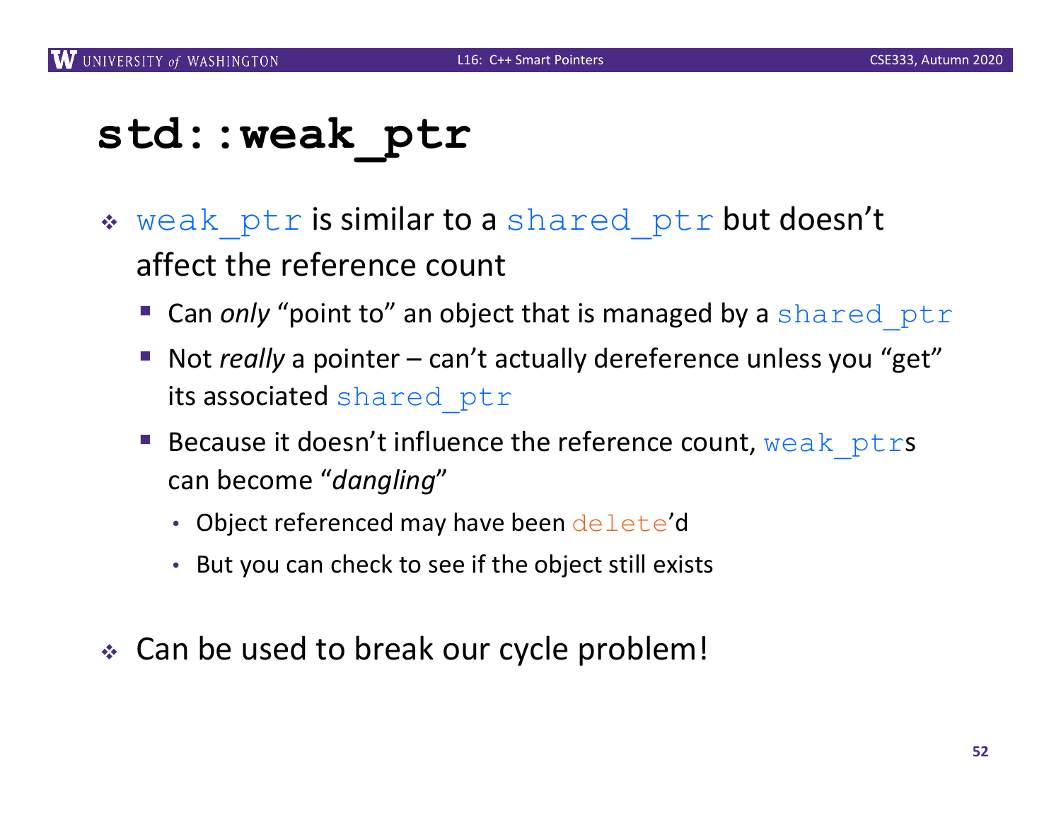# `std::weak_ptr`

- `weak_ptr` is similar to a `shared_ptr` but doesn't affect the reference count
  - Can *only* "point to" an object that is managed by a `shared_ptr`
  - Not *really* a pointer – can't actually dereference unless you "get" its associated `shared_ptr`
  - Because it doesn't influence the reference count, `weak_ptr`s can become "*dangling*"
    - Object referenced may have been `delete`'d
    - But you can check to see if the object still exists
- Can be used to break our cycle problem!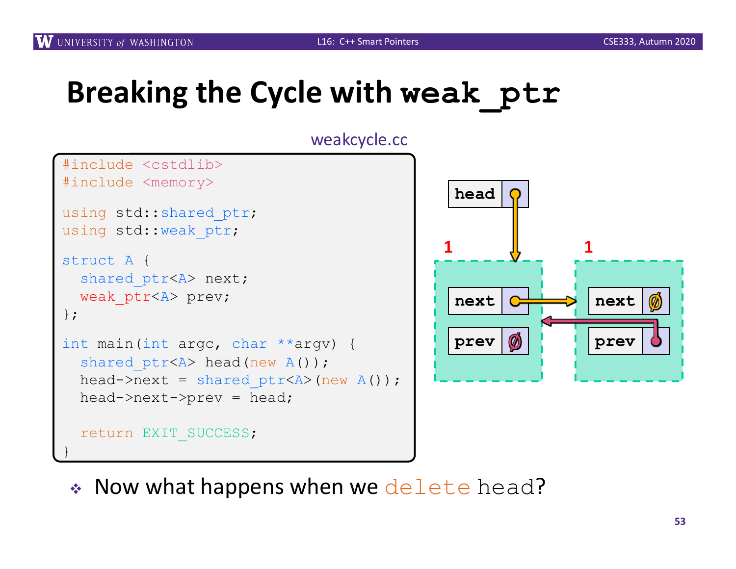# Breaking the Cycle with `weak_ptr`

weakcycle.cc

```
#include <cstdlib>
#include <memory>

using std::shared_ptr;
using std::weak_ptr;

struct A {
  shared_ptr<A> next;
  weak_ptr<A> prev;
};

int main(int argc, char **argv) {
  shared_ptr<A> head(new A());
  head->next = shared_ptr<A>(new A());
  head->next->prev = head;

  return EXIT_SUCCESS;
}
```

- Now what happens when we `delete head`?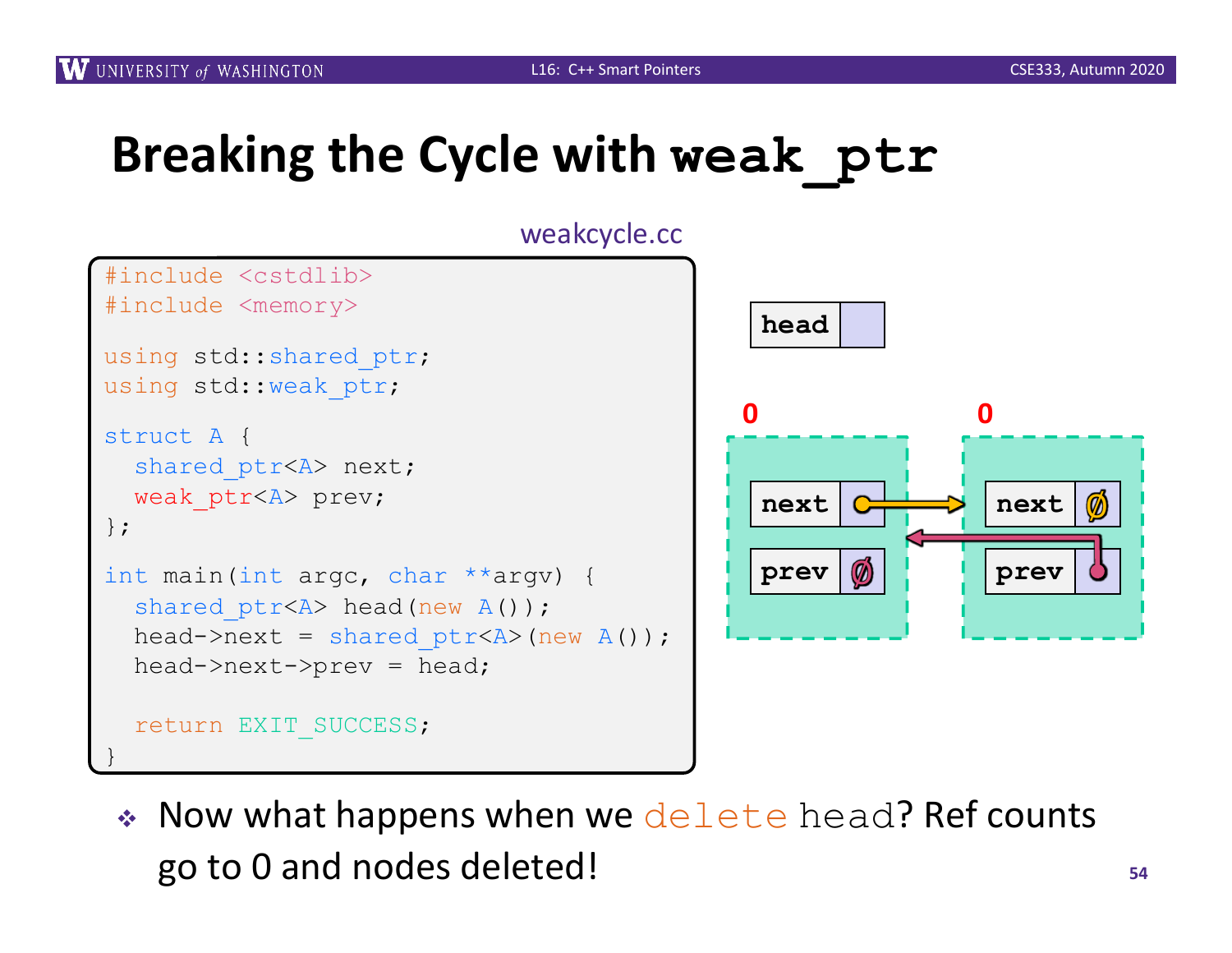# Breaking the Cycle with `weak_ptr`

weakcycle.cc

```cpp
#include <cstdlib>
#include <memory>

using std::shared_ptr;
using std::weak_ptr;

struct A {
  shared_ptr<A> next;
  weak_ptr<A> prev;
};

int main(int argc, char **argv) {
  shared_ptr<A> head(new A());
  head->next = shared_ptr<A>(new A());
  head->next->prev = head;

  return EXIT_SUCCESS;
}
```

- Now what happens when we `delete head`? Ref counts go to 0 and nodes deleted!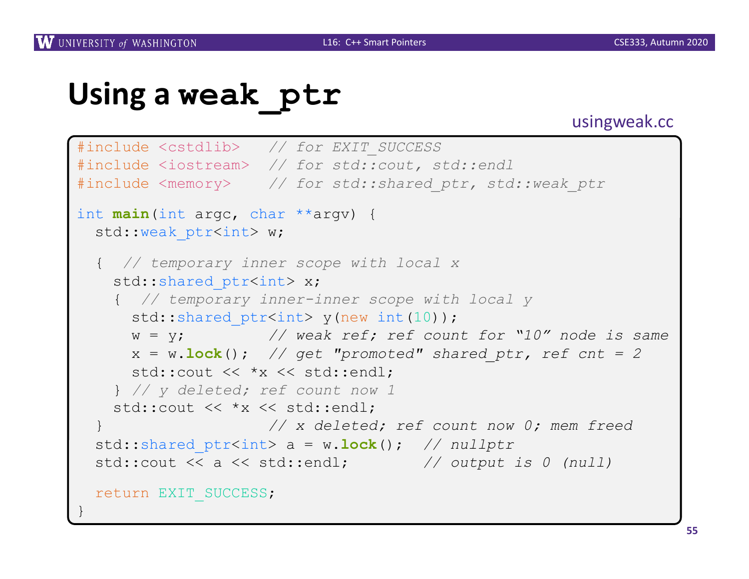# Using a `weak_ptr`

usingweak.cc

```
#include <cstdlib>   // for EXIT_SUCCESS
#include <iostream>  // for std::cout, std::endl
#include <memory>    // for std::shared_ptr, std::weak_ptr

int main(int argc, char **argv) {
  std::weak_ptr<int> w;

  {  // temporary inner scope with local x
    std::shared_ptr<int> x;
    {  // temporary inner-inner scope with local y
      std::shared_ptr<int> y(new int(10));
      w = y;          // weak ref; ref count for "10" node is same
      x = w.lock();   // get "promoted" shared_ptr, ref cnt = 2
      std::cout << *x << std::endl;
    } // y deleted; ref count now 1
    std::cout << *x << std::endl;
  }                   // x deleted; ref count now 0; mem freed
  std::shared_ptr<int> a = w.lock();  // nullptr
  std::cout << a << std::endl;        // output is 0 (null)

  return EXIT_SUCCESS;
}
```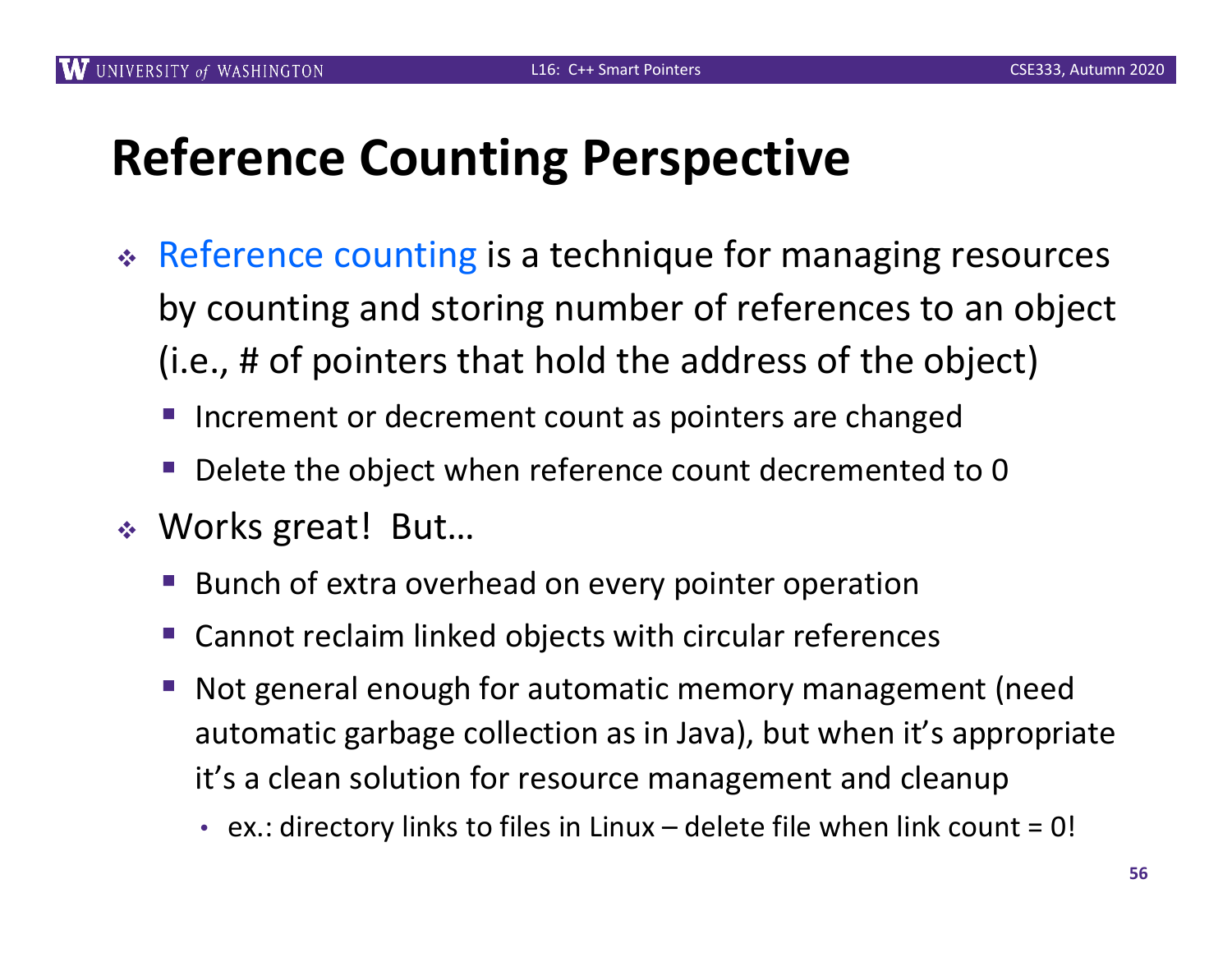# Reference Counting Perspective

- Reference counting is a technique for managing resources by counting and storing number of references to an object (i.e., # of pointers that hold the address of the object)
  - Increment or decrement count as pointers are changed
  - Delete the object when reference count decremented to 0
- Works great! But…
  - Bunch of extra overhead on every pointer operation
  - Cannot reclaim linked objects with circular references
  - Not general enough for automatic memory management (need automatic garbage collection as in Java), but when it's appropriate it's a clean solution for resource management and cleanup
    - ex.: directory links to files in Linux – delete file when link count = 0!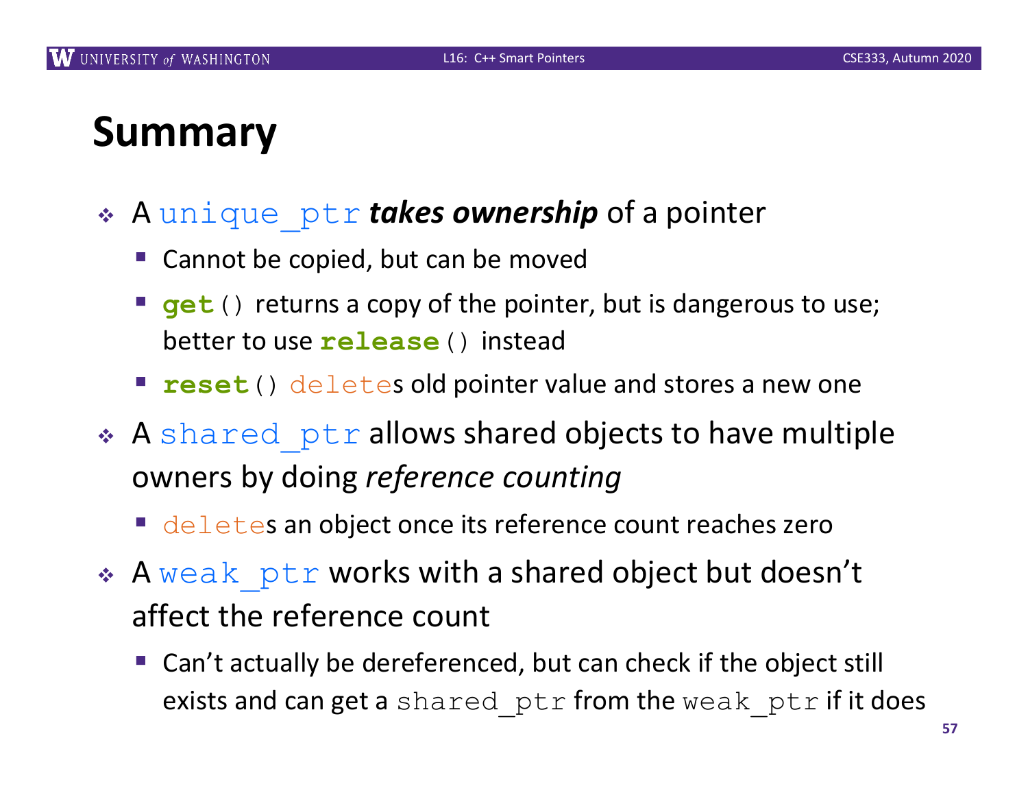# Summary

- A `unique_ptr` ***takes ownership*** of a pointer
  - Cannot be copied, but can be moved
  - **`get`**`()` returns a copy of the pointer, but is dangerous to use; better to use **`release`**`()` instead
  - **`reset`**`()` `delete`s old pointer value and stores a new one
- A `shared_ptr` allows shared objects to have multiple owners by doing *reference counting*
  - `delete`s an object once its reference count reaches zero
- A `weak_ptr` works with a shared object but doesn't affect the reference count
  - Can't actually be dereferenced, but can check if the object still exists and can get a `shared_ptr` from the `weak_ptr` if it does